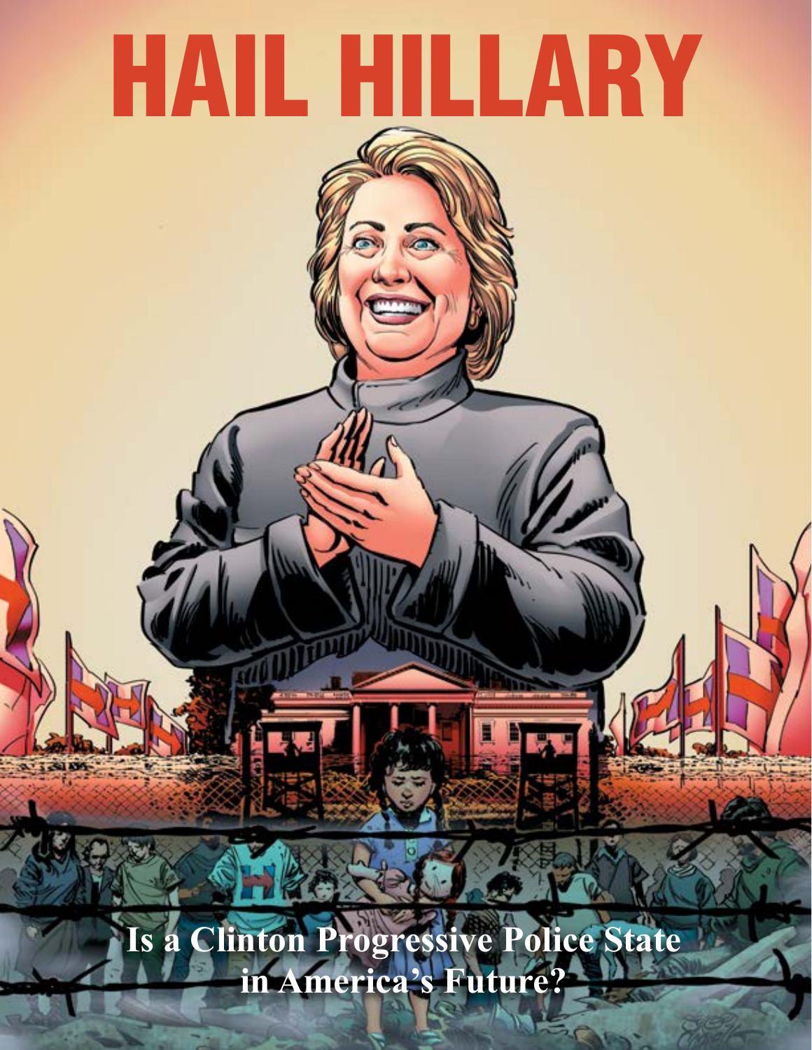# HAIL HILLARY

**Is a Clinton Progressive Police State in America's Future?**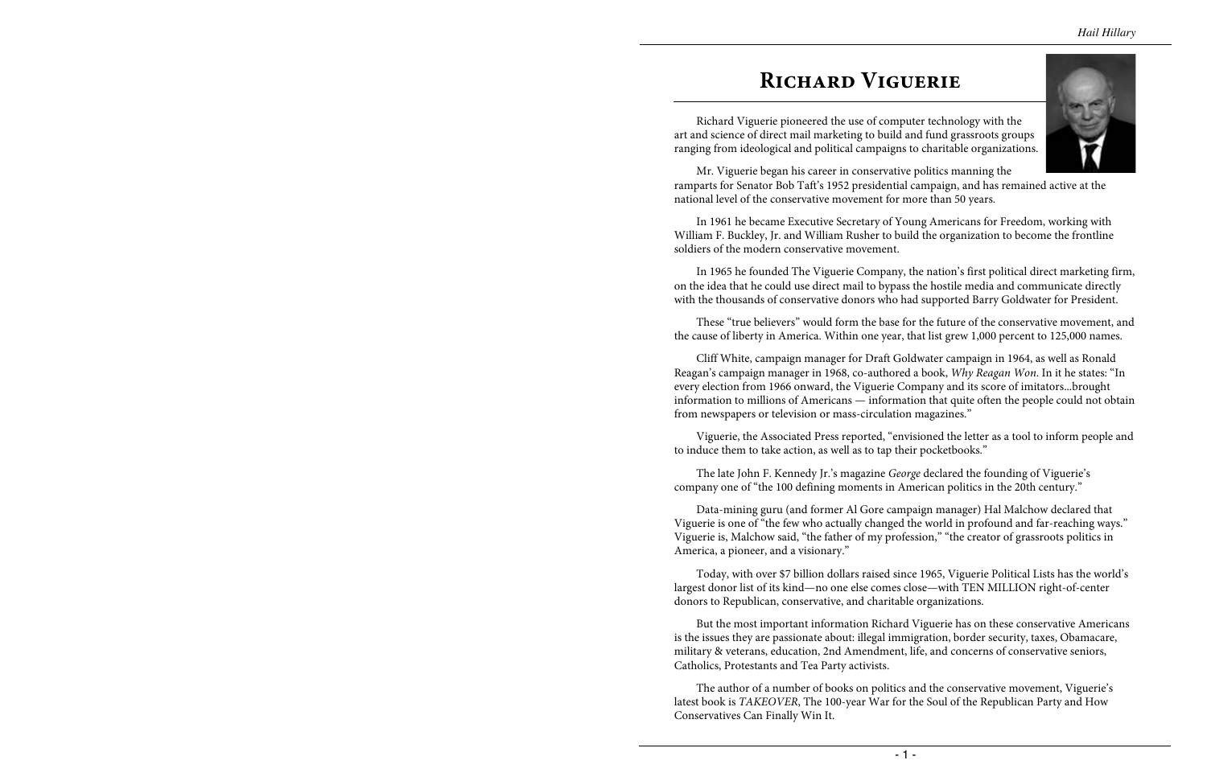# Richard Viguerie

Richard Viguerie pioneered the use of computer technology with the art and science of direct mail marketing to build and fund grassroots groups ranging from ideological and political campaigns to charitable organizations.

Mr. Viguerie began his career in conservative politics manning the ramparts for Senator Bob Taft's 1952 presidential campaign, and has remained active at the national level of the conservative movement for more than 50 years.

In 1961 he became Executive Secretary of Young Americans for Freedom, working with William F. Buckley, Jr. and William Rusher to build the organization to become the frontline soldiers of the modern conservative movement.

In 1965 he founded The Viguerie Company, the nation's first political direct marketing firm, on the idea that he could use direct mail to bypass the hostile media and communicate directly with the thousands of conservative donors who had supported Barry Goldwater for President.

These "true believers" would form the base for the future of the conservative movement, and the cause of liberty in America. Within one year, that list grew 1,000 percent to 125,000 names.

Cliff White, campaign manager for Draft Goldwater campaign in 1964, as well as Ronald Reagan's campaign manager in 1968, co-authored a book, *Why Reagan Won*. In it he states: "In every election from 1966 onward, the Viguerie Company and its score of imitators...brought information to millions of Americans — information that quite often the people could not obtain from newspapers or television or mass-circulation magazines."

Viguerie, the Associated Press reported, "envisioned the letter as a tool to inform people and to induce them to take action, as well as to tap their pocketbooks."

The late John F. Kennedy Jr.'s magazine *George* declared the founding of Viguerie's company one of "the 100 defining moments in American politics in the 20th century."

Data-mining guru (and former Al Gore campaign manager) Hal Malchow declared that Viguerie is one of "the few who actually changed the world in profound and far-reaching ways." Viguerie is, Malchow said, "the father of my profession," "the creator of grassroots politics in America, a pioneer, and a visionary."

Today, with over $7 billion dollars raised since 1965, Viguerie Political Lists has the world's largest donor list of its kind—no one else comes close—with TEN MILLION right-of-center donors to Republican, conservative, and charitable organizations.

But the most important information Richard Viguerie has on these conservative Americans is the issues they are passionate about: illegal immigration, border security, taxes, Obamacare, military & veterans, education, 2nd Amendment, life, and concerns of conservative seniors, Catholics, Protestants and Tea Party activists.

The author of a number of books on politics and the conservative movement, Viguerie's latest book is *TAKEOVER*, The 100-year War for the Soul of the Republican Party and How Conservatives Can Finally Win It.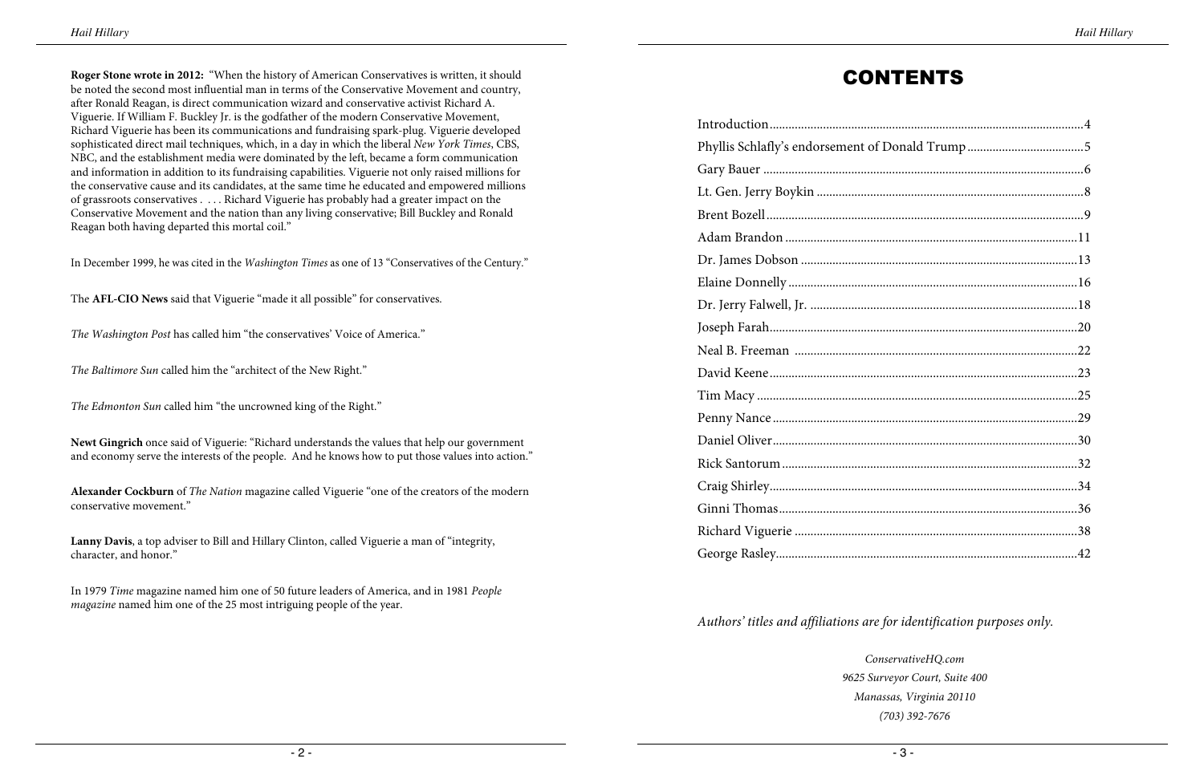**Roger Stone wrote in 2012:** "When the history of American Conservatives is written, it should be noted the second most influential man in terms of the Conservative Movement and country, after Ronald Reagan, is direct communication wizard and conservative activist Richard A. Viguerie. If William F. Buckley Jr. is the godfather of the modern Conservative Movement, Richard Viguerie has been its communications and fundraising spark-plug. Viguerie developed sophisticated direct mail techniques, which, in a day in which the liberal *New York Times*, CBS, NBC, and the establishment media were dominated by the left, became a form communication and information in addition to its fundraising capabilities. Viguerie not only raised millions for the conservative cause and its candidates, at the same time he educated and empowered millions of grassroots conservatives . . . . Richard Viguerie has probably had a greater impact on the Conservative Movement and the nation than any living conservative; Bill Buckley and Ronald Reagan both having departed this mortal coil."

In December 1999, he was cited in the *Washington Times* as one of 13 "Conservatives of the Century."

The **AFL-CIO News** said that Viguerie "made it all possible" for conservatives.

*The Washington Post* has called him "the conservatives' Voice of America."

*The Baltimore Sun* called him the "architect of the New Right."

*The Edmonton Sun* called him "the uncrowned king of the Right."

**Newt Gingrich** once said of Viguerie: "Richard understands the values that help our government and economy serve the interests of the people. And he knows how to put those values into action."

**Alexander Cockburn** of *The Nation* magazine called Viguerie "one of the creators of the modern conservative movement."

**Lanny Davis**, a top adviser to Bill and Hillary Clinton, called Viguerie a man of "integrity, character, and honor."

In 1979 *Time* magazine named him one of 50 future leaders of America, and in 1981 *People magazine* named him one of the 25 most intriguing people of the year.

# CONTENTS

- Introduction .......... 4
- Phyllis Schlafly's endorsement of Donald Trump .......... 5
- Gary Bauer .......... 6
- Lt. Gen. Jerry Boykin .......... 8
- Brent Bozell .......... 9
- Adam Brandon .......... 11
- Dr. James Dobson .......... 13
- Elaine Donnelly .......... 16
- Dr. Jerry Falwell, Jr. .......... 18
- Joseph Farah .......... 20
- Neal B. Freeman .......... 22
- David Keene .......... 23
- Tim Macy .......... 25
- Penny Nance .......... 29
- Daniel Oliver .......... 30
- Rick Santorum .......... 32
- Craig Shirley .......... 34
- Ginni Thomas .......... 36
- Richard Viguerie .......... 38
- George Rasley .......... 42

*Authors' titles and affiliations are for identification purposes only.*

*ConservativeHQ.com*
*9625 Surveyor Court, Suite 400*
*Manassas, Virginia 20110*
*(703) 392-7676*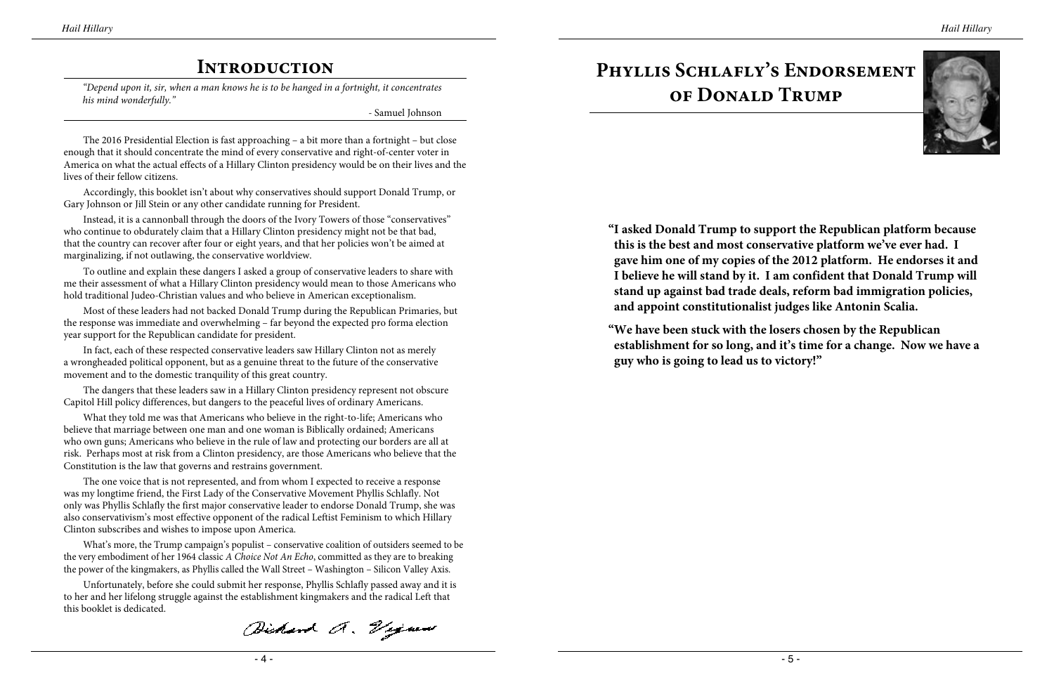# Introduction

*"Depend upon it, sir, when a man knows he is to be hanged in a fortnight, it concentrates his mind wonderfully."*

- Samuel Johnson

The 2016 Presidential Election is fast approaching – a bit more than a fortnight – but close enough that it should concentrate the mind of every conservative and right-of-center voter in America on what the actual effects of a Hillary Clinton presidency would be on their lives and the lives of their fellow citizens.

Accordingly, this booklet isn't about why conservatives should support Donald Trump, or Gary Johnson or Jill Stein or any other candidate running for President.

Instead, it is a cannonball through the doors of the Ivory Towers of those "conservatives" who continue to obdurately claim that a Hillary Clinton presidency might not be that bad, that the country can recover after four or eight years, and that her policies won't be aimed at marginalizing, if not outlawing, the conservative worldview.

To outline and explain these dangers I asked a group of conservative leaders to share with me their assessment of what a Hillary Clinton presidency would mean to those Americans who hold traditional Judeo-Christian values and who believe in American exceptionalism.

Most of these leaders had not backed Donald Trump during the Republican Primaries, but the response was immediate and overwhelming – far beyond the expected pro forma election year support for the Republican candidate for president.

In fact, each of these respected conservative leaders saw Hillary Clinton not as merely a wrongheaded political opponent, but as a genuine threat to the future of the conservative movement and to the domestic tranquility of this great country.

The dangers that these leaders saw in a Hillary Clinton presidency represent not obscure Capitol Hill policy differences, but dangers to the peaceful lives of ordinary Americans.

What they told me was that Americans who believe in the right-to-life; Americans who believe that marriage between one man and one woman is Biblically ordained; Americans who own guns; Americans who believe in the rule of law and protecting our borders are all at risk. Perhaps most at risk from a Clinton presidency, are those Americans who believe that the Constitution is the law that governs and restrains government.

The one voice that is not represented, and from whom I expected to receive a response was my longtime friend, the First Lady of the Conservative Movement Phyllis Schlafly. Not only was Phyllis Schlafly the first major conservative leader to endorse Donald Trump, she was also conservativism's most effective opponent of the radical Leftist Feminism to which Hillary Clinton subscribes and wishes to impose upon America.

What's more, the Trump campaign's populist – conservative coalition of outsiders seemed to be the very embodiment of her 1964 classic *A Choice Not An Echo*, committed as they are to breaking the power of the kingmakers, as Phyllis called the Wall Street – Washington – Silicon Valley Axis.

Unfortunately, before she could submit her response, Phyllis Schlafly passed away and it is to her and her lifelong struggle against the establishment kingmakers and the radical Left that this booklet is dedicated.

Richard A. Viguerie

# Phyllis Schlafly's Endorsement of Donald Trump

**"I asked Donald Trump to support the Republican platform because this is the best and most conservative platform we've ever had. I gave him one of my copies of the 2012 platform. He endorses it and I believe he will stand by it. I am confident that Donald Trump will stand up against bad trade deals, reform bad immigration policies, and appoint constitutionalist judges like Antonin Scalia.**

**"We have been stuck with the losers chosen by the Republican establishment for so long, and it's time for a change. Now we have a guy who is going to lead us to victory!"**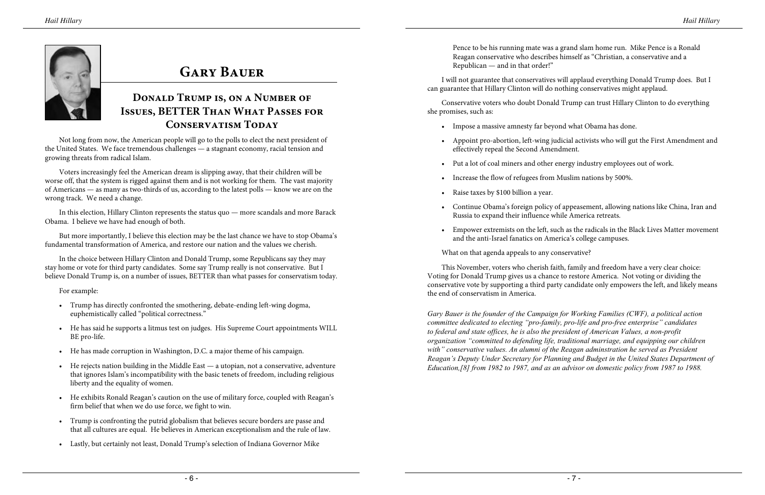# Gary Bauer

## Donald Trump is, on a Number of Issues, BETTER Than What Passes for Conservatism Today

Not long from now, the American people will go to the polls to elect the next president of the United States. We face tremendous challenges — a stagnant economy, racial tension and growing threats from radical Islam.

Voters increasingly feel the American dream is slipping away, that their children will be worse off, that the system is rigged against them and is not working for them. The vast majority of Americans — as many as two-thirds of us, according to the latest polls — know we are on the wrong track. We need a change.

In this election, Hillary Clinton represents the status quo — more scandals and more Barack Obama. I believe we have had enough of both.

But more importantly, I believe this election may be the last chance we have to stop Obama's fundamental transformation of America, and restore our nation and the values we cherish.

In the choice between Hillary Clinton and Donald Trump, some Republicans say they may stay home or vote for third party candidates. Some say Trump really is not conservative. But I believe Donald Trump is, on a number of issues, BETTER than what passes for conservatism today.

For example:

- Trump has directly confronted the smothering, debate-ending left-wing dogma, euphemistically called "political correctness."
- He has said he supports a litmus test on judges. His Supreme Court appointments WILL BE pro-life.
- He has made corruption in Washington, D.C. a major theme of his campaign.
- He rejects nation building in the Middle East — a utopian, not a conservative, adventure that ignores Islam's incompatibility with the basic tenets of freedom, including religious liberty and the equality of women.
- He exhibits Ronald Reagan's caution on the use of military force, coupled with Reagan's firm belief that when we do use force, we fight to win.
- Trump is confronting the putrid globalism that believes secure borders are passe and that all cultures are equal. He believes in American exceptionalism and the rule of law.
- Lastly, but certainly not least, Donald Trump's selection of Indiana Governor Mike Pence to be his running mate was a grand slam home run. Mike Pence is a Ronald Reagan conservative who describes himself as "Christian, a conservative and a Republican — and in that order!"

I will not guarantee that conservatives will applaud everything Donald Trump does. But I can guarantee that Hillary Clinton will do nothing conservatives might applaud.

Conservative voters who doubt Donald Trump can trust Hillary Clinton to do everything she promises, such as:

- Impose a massive amnesty far beyond what Obama has done.
- Appoint pro-abortion, left-wing judicial activists who will gut the First Amendment and effectively repeal the Second Amendment.
- Put a lot of coal miners and other energy industry employees out of work.
- Increase the flow of refugees from Muslim nations by 500%.
- Raise taxes by $100 billion a year.
- Continue Obama's foreign policy of appeasement, allowing nations like China, Iran and Russia to expand their influence while America retreats.
- Empower extremists on the left, such as the radicals in the Black Lives Matter movement and the anti-Israel fanatics on America's college campuses.

What on that agenda appeals to any conservative?

This November, voters who cherish faith, family and freedom have a very clear choice: Voting for Donald Trump gives us a chance to restore America. Not voting or dividing the conservative vote by supporting a third party candidate only empowers the left, and likely means the end of conservatism in America.

*Gary Bauer is the founder of the Campaign for Working Families (CWF), a political action committee dedicated to electing "pro-family, pro-life and pro-free enterprise" candidates to federal and state offices, he is also the president of American Values, a non-profit organization "committed to defending life, traditional marriage, and equipping our children with" conservative values. An alumni of the Reagan adminstration he served as President Reagan's Deputy Under Secretary for Planning and Budget in the United States Department of Education,[8] from 1982 to 1987, and as an advisor on domestic policy from 1987 to 1988.*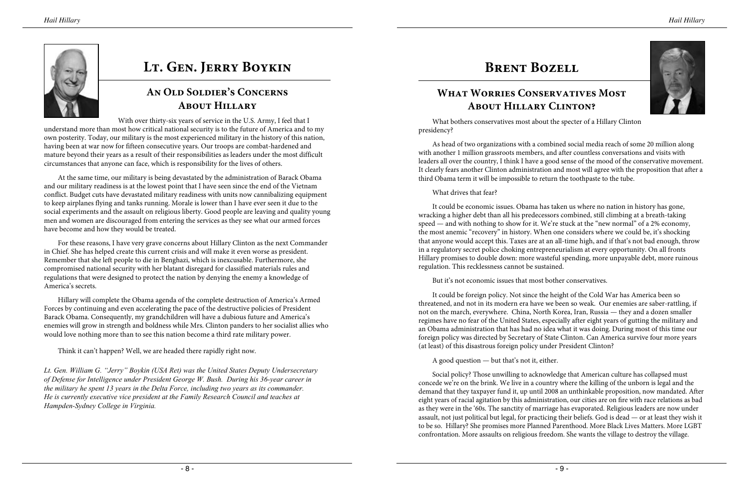# Lt. Gen. Jerry Boykin

## An Old Soldier's Concerns About Hillary

With over thirty-six years of service in the U.S. Army, I feel that I understand more than most how critical national security is to the future of America and to my own posterity. Today, our military is the most experienced military in the history of this nation, having been at war now for fifteen consecutive years. Our troops are combat-hardened and mature beyond their years as a result of their responsibilities as leaders under the most difficult circumstances that anyone can face, which is responsibility for the lives of others.

At the same time, our military is being devastated by the administration of Barack Obama and our military readiness is at the lowest point that I have seen since the end of the Vietnam conflict. Budget cuts have devastated military readiness with units now cannibalizing equipment to keep airplanes flying and tanks running. Morale is lower than I have ever seen it due to the social experiments and the assault on religious liberty. Good people are leaving and quality young men and women are discouraged from entering the services as they see what our armed forces have become and how they would be treated.

For these reasons, I have very grave concerns about Hillary Clinton as the next Commander in Chief. She has helped create this current crisis and will make it even worse as president. Remember that she left people to die in Benghazi, which is inexcusable. Furthermore, she compromised national security with her blatant disregard for classified materials rules and regulations that were designed to protect the nation by denying the enemy a knowledge of America's secrets.

Hillary will complete the Obama agenda of the complete destruction of America's Armed Forces by continuing and even accelerating the pace of the destructive policies of President Barack Obama. Consequently, my grandchildren will have a dubious future and America's enemies will grow in strength and boldness while Mrs. Clinton panders to her socialist allies who would love nothing more than to see this nation become a third rate military power.

Think it can't happen? Well, we are headed there rapidly right now.

*Lt. Gen. William G. "Jerry" Boykin (USA Ret) was the United States Deputy Undersecretary of Defense for Intelligence under President George W. Bush. During his 36-year career in the military he spent 13 years in the Delta Force, including two years as its commander. He is currently executive vice president at the Family Research Council and teaches at Hampden-Sydney College in Virginia.*

# Brent Bozell

## What Worries Conservatives Most About Hillary Clinton?

What bothers conservatives most about the specter of a Hillary Clinton presidency?

As head of two organizations with a combined social media reach of some 20 million along with another 1 million grassroots members, and after countless conversations and visits with leaders all over the country, I think I have a good sense of the mood of the conservative movement. It clearly fears another Clinton administration and most will agree with the proposition that after a third Obama term it will be impossible to return the toothpaste to the tube.

What drives that fear?

It could be economic issues. Obama has taken us where no nation in history has gone, wracking a higher debt than all his predecessors combined, still climbing at a breath-taking speed — and with nothing to show for it. We're stuck at the "new normal" of a 2% economy, the most anemic "recovery" in history. When one considers where we could be, it's shocking that anyone would accept this. Taxes are at an all-time high, and if that's not bad enough, throw in a regulatory secret police choking entrepreneurialism at every opportunity. On all fronts Hillary promises to double down: more wasteful spending, more unpayable debt, more ruinous regulation. This recklessness cannot be sustained.

But it's not economic issues that most bother conservatives.

It could be foreign policy. Not since the height of the Cold War has America been so threatened, and not in its modern era have we been so weak. Our enemies are saber-rattling, if not on the march, everywhere. China, North Korea, Iran, Russia — they and a dozen smaller regimes have no fear of the United States, especially after eight years of gutting the military and an Obama administration that has had no idea what it was doing. During most of this time our foreign policy was directed by Secretary of State Clinton. Can America survive four more years (at least) of this disastrous foreign policy under President Clinton?

A good question — but that's not it, either.

Social policy? Those unwilling to acknowledge that American culture has collapsed must concede we're on the brink. We live in a country where the killing of the unborn is legal and the demand that they taxpayer fund it, up until 2008 an unthinkable proposition, now mandated. After eight years of racial agitation by this administration, our cities are on fire with race relations as bad as they were in the '60s. The sanctity of marriage has evaporated. Religious leaders are now under assault, not just political but legal, for practicing their beliefs. God is dead — or at least they wish it to be so. Hillary? She promises more Planned Parenthood. More Black Lives Matters. More LGBT confrontation. More assaults on religious freedom. She wants the village to destroy the village.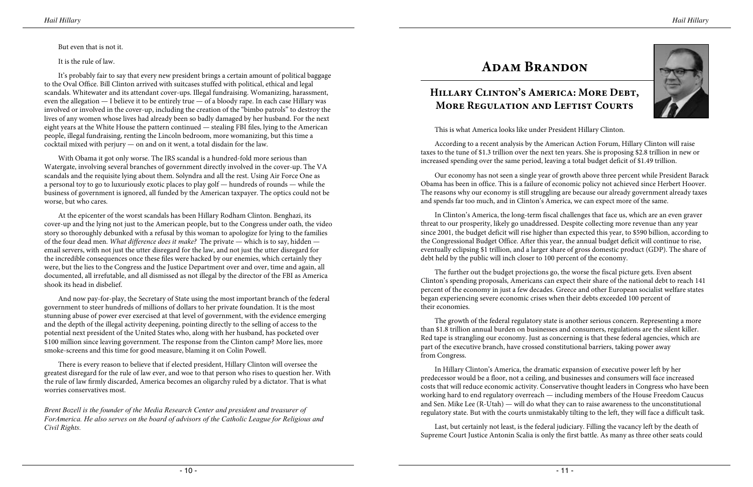But even that is not it.

It is the rule of law.

It's probably fair to say that every new president brings a certain amount of political baggage to the Oval Office. Bill Clinton arrived with suitcases stuffed with political, ethical and legal scandals. Whitewater and its attendant cover-ups. Illegal fundraising. Womanizing, harassment, even the allegation — I believe it to be entirely true — of a bloody rape. In each case Hillary was involved or involved in the cover-up, including the creation of the "bimbo patrols" to destroy the lives of any women whose lives had already been so badly damaged by her husband. For the next eight years at the White House the pattern continued — stealing FBI files, lying to the American people, illegal fundraising, renting the Lincoln bedroom, more womanizing, but this time a cocktail mixed with perjury — on and on it went, a total disdain for the law.

With Obama it got only worse. The IRS scandal is a hundred-fold more serious than Watergate, involving several branches of government directly involved in the cover-up. The VA scandals and the requisite lying about them. Solyndra and all the rest. Using Air Force One as a personal toy to go to luxuriously exotic places to play golf — hundreds of rounds — while the business of government is ignored, all funded by the American taxpayer. The optics could not be worse, but who cares.

At the epicenter of the worst scandals has been Hillary Rodham Clinton. Benghazi, its cover-up and the lying not just to the American people, but to the Congress under oath, the video story so thoroughly debunked with a refusal by this woman to apologize for lying to the families of the four dead men. *What difference does it make?* The private — which is to say, hidden — email servers, with not just the utter disregard for the law, and not just the utter disregard for the incredible consequences once these files were hacked by our enemies, which certainly they were, but the lies to the Congress and the Justice Department over and over, time and again, all documented, all irrefutable, and all dismissed as not illegal by the director of the FBI as America shook its head in disbelief.

And now pay-for-play, the Secretary of State using the most important branch of the federal government to steer hundreds of millions of dollars to her private foundation. It is the most stunning abuse of power ever exercised at that level of government, with the evidence emerging and the depth of the illegal activity deepening, pointing directly to the selling of access to the potential next president of the United States who, along with her husband, has pocketed over $100 million since leaving government. The response from the Clinton camp? More lies, more smoke-screens and this time for good measure, blaming it on Colin Powell.

There is every reason to believe that if elected president, Hillary Clinton will oversee the greatest disregard for the rule of law ever, and woe to that person who rises to question her. With the rule of law firmly discarded, America becomes an oligarchy ruled by a dictator. That is what worries conservatives most.

*Brent Bozell is the founder of the Media Research Center and president and treasurer of ForAmerica. He also serves on the board of advisors of the Catholic League for Religious and Civil Rights.*

# Adam Brandon

## Hillary Clinton's America: More Debt, More Regulation and Leftist Courts

This is what America looks like under President Hillary Clinton.

According to a recent analysis by the American Action Forum, Hillary Clinton will raise taxes to the tune of $1.3 trillion over the next ten years. She is proposing $2.8 trillion in new or increased spending over the same period, leaving a total budget deficit of $1.49 trillion.

Our economy has not seen a single year of growth above three percent while President Barack Obama has been in office. This is a failure of economic policy not achieved since Herbert Hoover. The reasons why our economy is still struggling are because our already government already taxes and spends far too much, and in Clinton's America, we can expect more of the same.

In Clinton's America, the long-term fiscal challenges that face us, which are an even graver threat to our prosperity, likely go unaddressed. Despite collecting more revenue than any year since 2001, the budget deficit will rise higher than expected this year, to $590 billion, according to the Congressional Budget Office. After this year, the annual budget deficit will continue to rise, eventually eclipsing $1 trillion, and a larger share of gross domestic product (GDP). The share of debt held by the public will inch closer to 100 percent of the economy.

The further out the budget projections go, the worse the fiscal picture gets. Even absent Clinton's spending proposals, Americans can expect their share of the national debt to reach 141 percent of the economy in just a few decades. Greece and other European socialist welfare states began experiencing severe economic crises when their debts exceeded 100 percent of their economies.

The growth of the federal regulatory state is another serious concern. Representing a more than $1.8 trillion annual burden on businesses and consumers, regulations are the silent killer. Red tape is strangling our economy. Just as concerning is that these federal agencies, which are part of the executive branch, have crossed constitutional barriers, taking power away from Congress.

In Hillary Clinton's America, the dramatic expansion of executive power left by her predecessor would be a floor, not a ceiling, and businesses and consumers will face increased costs that will reduce economic activity. Conservative thought leaders in Congress who have been working hard to end regulatory overreach — including members of the House Freedom Caucus and Sen. Mike Lee (R-Utah) — will do what they can to raise awareness to the unconstitutional regulatory state. But with the courts unmistakably tilting to the left, they will face a difficult task.

Last, but certainly not least, is the federal judiciary. Filling the vacancy left by the death of Supreme Court Justice Antonin Scalia is only the first battle. As many as three other seats could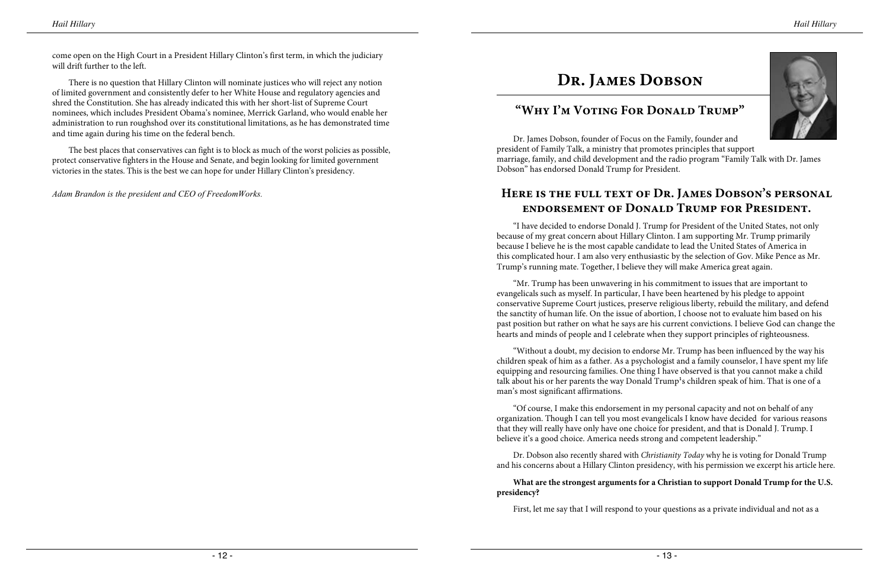come open on the High Court in a President Hillary Clinton's first term, in which the judiciary will drift further to the left.

There is no question that Hillary Clinton will nominate justices who will reject any notion of limited government and consistently defer to her White House and regulatory agencies and shred the Constitution. She has already indicated this with her short-list of Supreme Court nominees, which includes President Obama's nominee, Merrick Garland, who would enable her administration to run roughshod over its constitutional limitations, as he has demonstrated time and time again during his time on the federal bench.

The best places that conservatives can fight is to block as much of the worst policies as possible, protect conservative fighters in the House and Senate, and begin looking for limited government victories in the states. This is the best we can hope for under Hillary Clinton's presidency.

*Adam Brandon is the president and CEO of FreedomWorks.*

# Dr. James Dobson

## "Why I'm Voting For Donald Trump"

Dr. James Dobson, founder of Focus on the Family, founder and president of Family Talk, a ministry that promotes principles that support marriage, family, and child development and the radio program "Family Talk with Dr. James Dobson" has endorsed Donald Trump for President.

## Here is the full text of Dr. James Dobson's personal endorsement of Donald Trump for President.

"I have decided to endorse Donald J. Trump for President of the United States, not only because of my great concern about Hillary Clinton. I am supporting Mr. Trump primarily because I believe he is the most capable candidate to lead the United States of America in this complicated hour. I am also very enthusiastic by the selection of Gov. Mike Pence as Mr. Trump's running mate. Together, I believe they will make America great again.

"Mr. Trump has been unwavering in his commitment to issues that are important to evangelicals such as myself. In particular, I have been heartened by his pledge to appoint conservative Supreme Court justices, preserve religious liberty, rebuild the military, and defend the sanctity of human life. On the issue of abortion, I choose not to evaluate him based on his past position but rather on what he says are his current convictions. I believe God can change the hearts and minds of people and I celebrate when they support principles of righteousness.

"Without a doubt, my decision to endorse Mr. Trump has been influenced by the way his children speak of him as a father. As a psychologist and a family counselor, I have spent my life equipping and resourcing families. One thing I have observed is that you cannot make a child talk about his or her parents the way Donald Trump's children speak of him. That is one of a man's most significant affirmations.

"Of course, I make this endorsement in my personal capacity and not on behalf of any organization. Though I can tell you most evangelicals I know have decided for various reasons that they will really have only have one choice for president, and that is Donald J. Trump. I believe it's a good choice. America needs strong and competent leadership."

Dr. Dobson also recently shared with *Christianity Today* why he is voting for Donald Trump and his concerns about a Hillary Clinton presidency, with his permission we excerpt his article here.

**What are the strongest arguments for a Christian to support Donald Trump for the U.S. presidency?**

First, let me say that I will respond to your questions as a private individual and not as a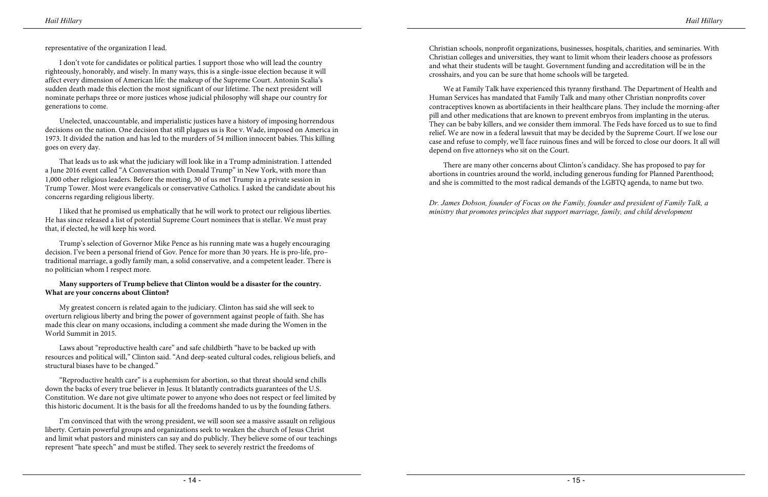representative of the organization I lead.

I don't vote for candidates or political parties. I support those who will lead the country righteously, honorably, and wisely. In many ways, this is a single-issue election because it will affect every dimension of American life: the makeup of the Supreme Court. Antonin Scalia's sudden death made this election the most significant of our lifetime. The next president will nominate perhaps three or more justices whose judicial philosophy will shape our country for generations to come.

Unelected, unaccountable, and imperialistic justices have a history of imposing horrendous decisions on the nation. One decision that still plagues us is Roe v. Wade, imposed on America in 1973. It divided the nation and has led to the murders of 54 million innocent babies. This killing goes on every day.

That leads us to ask what the judiciary will look like in a Trump administration. I attended a June 2016 event called "A Conversation with Donald Trump" in New York, with more than 1,000 other religious leaders. Before the meeting, 30 of us met Trump in a private session in Trump Tower. Most were evangelicals or conservative Catholics. I asked the candidate about his concerns regarding religious liberty.

I liked that he promised us emphatically that he will work to protect our religious liberties. He has since released a list of potential Supreme Court nominees that is stellar. We must pray that, if elected, he will keep his word.

Trump's selection of Governor Mike Pence as his running mate was a hugely encouraging decision. I've been a personal friend of Gov. Pence for more than 30 years. He is pro-life, pro–traditional marriage, a godly family man, a solid conservative, and a competent leader. There is no politician whom I respect more.

**Many supporters of Trump believe that Clinton would be a disaster for the country. What are your concerns about Clinton?**

My greatest concern is related again to the judiciary. Clinton has said she will seek to overturn religious liberty and bring the power of government against people of faith. She has made this clear on many occasions, including a comment she made during the Women in the World Summit in 2015.

Laws about "reproductive health care" and safe childbirth "have to be backed up with resources and political will," Clinton said. "And deep-seated cultural codes, religious beliefs, and structural biases have to be changed."

"Reproductive health care" is a euphemism for abortion, so that threat should send chills down the backs of every true believer in Jesus. It blatantly contradicts guarantees of the U.S. Constitution. We dare not give ultimate power to anyone who does not respect or feel limited by this historic document. It is the basis for all the freedoms handed to us by the founding fathers.

I'm convinced that with the wrong president, we will soon see a massive assault on religious liberty. Certain powerful groups and organizations seek to weaken the church of Jesus Christ and limit what pastors and ministers can say and do publicly. They believe some of our teachings represent "hate speech" and must be stifled. They seek to severely restrict the freedoms of Christian schools, nonprofit organizations, businesses, hospitals, charities, and seminaries. With Christian colleges and universities, they want to limit whom their leaders choose as professors and what their students will be taught. Government funding and accreditation will be in the crosshairs, and you can be sure that home schools will be targeted.

We at Family Talk have experienced this tyranny firsthand. The Department of Health and Human Services has mandated that Family Talk and many other Christian nonprofits cover contraceptives known as abortifacients in their healthcare plans. They include the morning-after pill and other medications that are known to prevent embryos from implanting in the uterus. They can be baby killers, and we consider them immoral. The Feds have forced us to sue to find relief. We are now in a federal lawsuit that may be decided by the Supreme Court. If we lose our case and refuse to comply, we'll face ruinous fines and will be forced to close our doors. It all will depend on five attorneys who sit on the Court.

There are many other concerns about Clinton's candidacy. She has proposed to pay for abortions in countries around the world, including generous funding for Planned Parenthood; and she is committed to the most radical demands of the LGBTQ agenda, to name but two.

*Dr. James Dobson, founder of Focus on the Family, founder and president of Family Talk, a ministry that promotes principles that support marriage, family, and child development*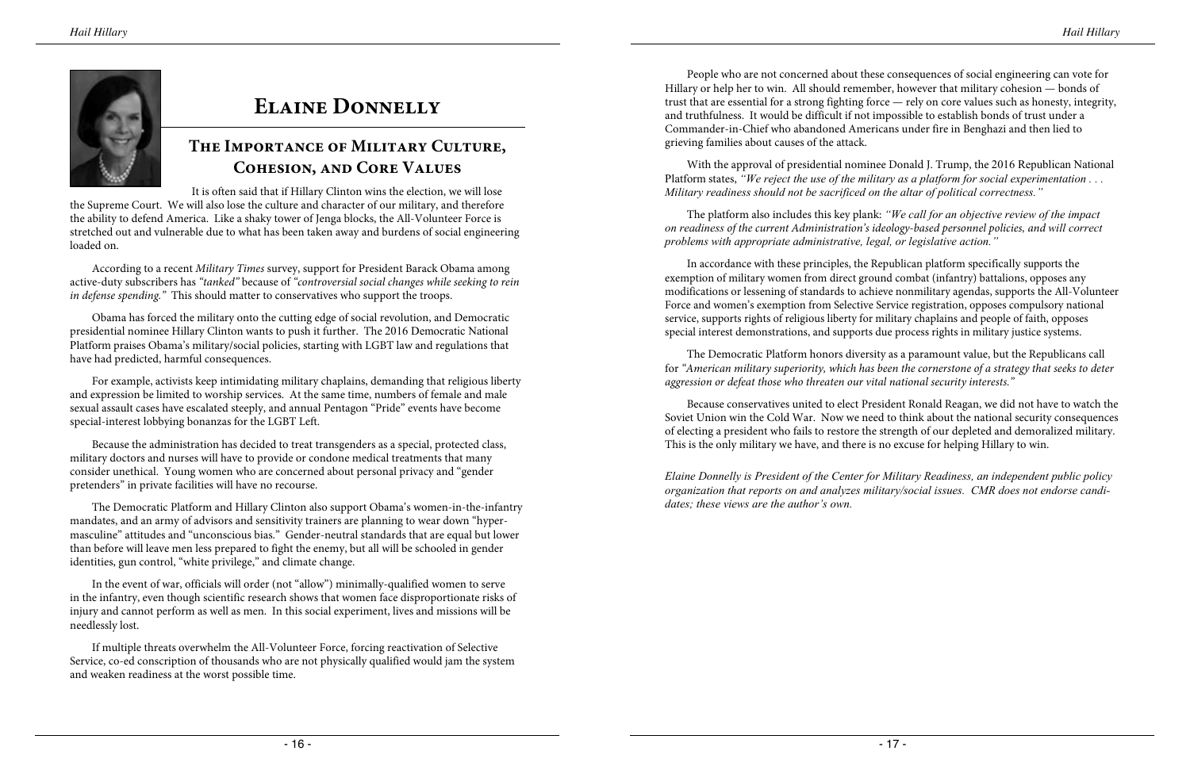# Elaine Donnelly

## The Importance of Military Culture, Cohesion, and Core Values

It is often said that if Hillary Clinton wins the election, we will lose the Supreme Court. We will also lose the culture and character of our military, and therefore the ability to defend America. Like a shaky tower of Jenga blocks, the All-Volunteer Force is stretched out and vulnerable due to what has been taken away and burdens of social engineering loaded on.

According to a recent *Military Times* survey, support for President Barack Obama among active-duty subscribers has *"tanked"* because of *"controversial social changes while seeking to rein in defense spending."* This should matter to conservatives who support the troops.

Obama has forced the military onto the cutting edge of social revolution, and Democratic presidential nominee Hillary Clinton wants to push it further. The 2016 Democratic National Platform praises Obama's military/social policies, starting with LGBT law and regulations that have had predicted, harmful consequences.

For example, activists keep intimidating military chaplains, demanding that religious liberty and expression be limited to worship services. At the same time, numbers of female and male sexual assault cases have escalated steeply, and annual Pentagon "Pride" events have become special-interest lobbying bonanzas for the LGBT Left.

Because the administration has decided to treat transgenders as a special, protected class, military doctors and nurses will have to provide or condone medical treatments that many consider unethical. Young women who are concerned about personal privacy and "gender pretenders" in private facilities will have no recourse.

The Democratic Platform and Hillary Clinton also support Obama's women-in-the-infantry mandates, and an army of advisors and sensitivity trainers are planning to wear down "hyper-masculine" attitudes and "unconscious bias." Gender-neutral standards that are equal but lower than before will leave men less prepared to fight the enemy, but all will be schooled in gender identities, gun control, "white privilege," and climate change.

In the event of war, officials will order (not "allow") minimally-qualified women to serve in the infantry, even though scientific research shows that women face disproportionate risks of injury and cannot perform as well as men. In this social experiment, lives and missions will be needlessly lost.

If multiple threats overwhelm the All-Volunteer Force, forcing reactivation of Selective Service, co-ed conscription of thousands who are not physically qualified would jam the system and weaken readiness at the worst possible time.

People who are not concerned about these consequences of social engineering can vote for Hillary or help her to win. All should remember, however that military cohesion — bonds of trust that are essential for a strong fighting force — rely on core values such as honesty, integrity, and truthfulness. It would be difficult if not impossible to establish bonds of trust under a Commander-in-Chief who abandoned Americans under fire in Benghazi and then lied to grieving families about causes of the attack.

With the approval of presidential nominee Donald J. Trump, the 2016 Republican National Platform states, *"We reject the use of the military as a platform for social experimentation . . . Military readiness should not be sacrificed on the altar of political correctness."*

The platform also includes this key plank: *"We call for an objective review of the impact on readiness of the current Administration's ideology-based personnel policies, and will correct problems with appropriate administrative, legal, or legislative action."*

In accordance with these principles, the Republican platform specifically supports the exemption of military women from direct ground combat (infantry) battalions, opposes any modifications or lessening of standards to achieve nonmilitary agendas, supports the All-Volunteer Force and women's exemption from Selective Service registration, opposes compulsory national service, supports rights of religious liberty for military chaplains and people of faith, opposes special interest demonstrations, and supports due process rights in military justice systems.

The Democratic Platform honors diversity as a paramount value, but the Republicans call for *"American military superiority, which has been the cornerstone of a strategy that seeks to deter aggression or defeat those who threaten our vital national security interests."*

Because conservatives united to elect President Ronald Reagan, we did not have to watch the Soviet Union win the Cold War. Now we need to think about the national security consequences of electing a president who fails to restore the strength of our depleted and demoralized military. This is the only military we have, and there is no excuse for helping Hillary to win.

*Elaine Donnelly is President of the Center for Military Readiness, an independent public policy organization that reports on and analyzes military/social issues. CMR does not endorse candidates; these views are the author's own.*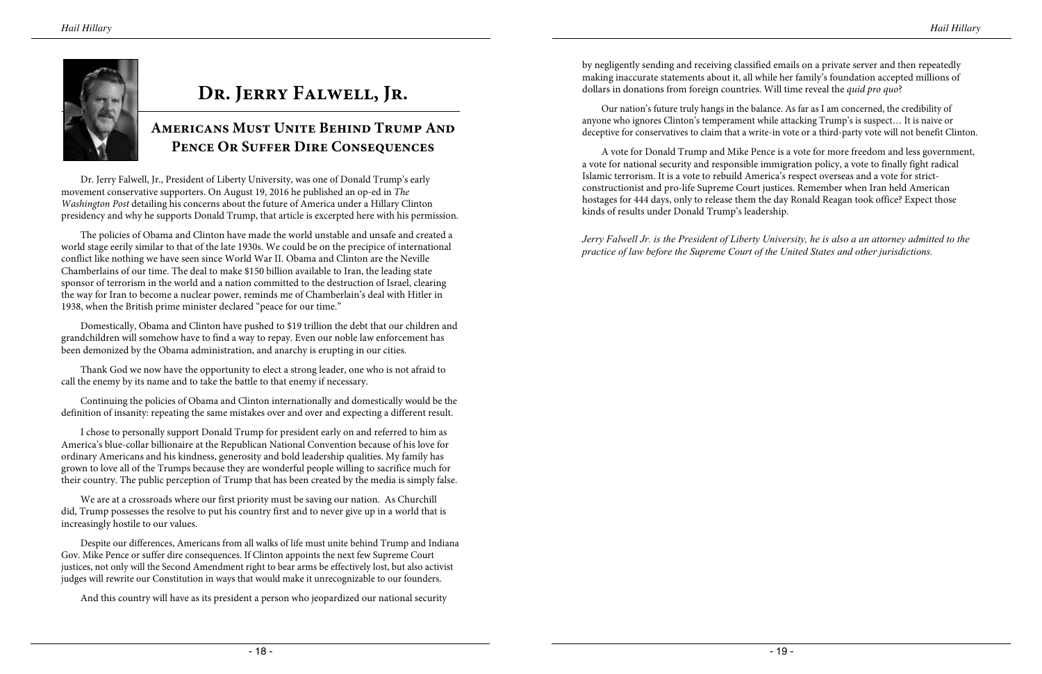# Dr. Jerry Falwell, Jr.

## Americans Must Unite Behind Trump And Pence Or Suffer Dire Consequences

Dr. Jerry Falwell, Jr., President of Liberty University, was one of Donald Trump's early movement conservative supporters. On August 19, 2016 he published an op-ed in *The Washington Post* detailing his concerns about the future of America under a Hillary Clinton presidency and why he supports Donald Trump, that article is excerpted here with his permission.

The policies of Obama and Clinton have made the world unstable and unsafe and created a world stage eerily similar to that of the late 1930s. We could be on the precipice of international conflict like nothing we have seen since World War II. Obama and Clinton are the Neville Chamberlains of our time. The deal to make $150 billion available to Iran, the leading state sponsor of terrorism in the world and a nation committed to the destruction of Israel, clearing the way for Iran to become a nuclear power, reminds me of Chamberlain's deal with Hitler in 1938, when the British prime minister declared "peace for our time."

Domestically, Obama and Clinton have pushed to $19 trillion the debt that our children and grandchildren will somehow have to find a way to repay. Even our noble law enforcement has been demonized by the Obama administration, and anarchy is erupting in our cities.

Thank God we now have the opportunity to elect a strong leader, one who is not afraid to call the enemy by its name and to take the battle to that enemy if necessary.

Continuing the policies of Obama and Clinton internationally and domestically would be the definition of insanity: repeating the same mistakes over and over and expecting a different result.

I chose to personally support Donald Trump for president early on and referred to him as America's blue-collar billionaire at the Republican National Convention because of his love for ordinary Americans and his kindness, generosity and bold leadership qualities. My family has grown to love all of the Trumps because they are wonderful people willing to sacrifice much for their country. The public perception of Trump that has been created by the media is simply false.

We are at a crossroads where our first priority must be saving our nation. As Churchill did, Trump possesses the resolve to put his country first and to never give up in a world that is increasingly hostile to our values.

Despite our differences, Americans from all walks of life must unite behind Trump and Indiana Gov. Mike Pence or suffer dire consequences. If Clinton appoints the next few Supreme Court justices, not only will the Second Amendment right to bear arms be effectively lost, but also activist judges will rewrite our Constitution in ways that would make it unrecognizable to our founders.

And this country will have as its president a person who jeopardized our national security by negligently sending and receiving classified emails on a private server and then repeatedly making inaccurate statements about it, all while her family's foundation accepted millions of dollars in donations from foreign countries. Will time reveal the *quid pro quo*?

Our nation's future truly hangs in the balance. As far as I am concerned, the credibility of anyone who ignores Clinton's temperament while attacking Trump's is suspect… It is naive or deceptive for conservatives to claim that a write-in vote or a third-party vote will not benefit Clinton.

A vote for Donald Trump and Mike Pence is a vote for more freedom and less government, a vote for national security and responsible immigration policy, a vote to finally fight radical Islamic terrorism. It is a vote to rebuild America's respect overseas and a vote for strict-constructionist and pro-life Supreme Court justices. Remember when Iran held American hostages for 444 days, only to release them the day Ronald Reagan took office? Expect those kinds of results under Donald Trump's leadership.

*Jerry Falwell Jr. is the President of Liberty University, he is also a an attorney admitted to the practice of law before the Supreme Court of the United States and other jurisdictions.*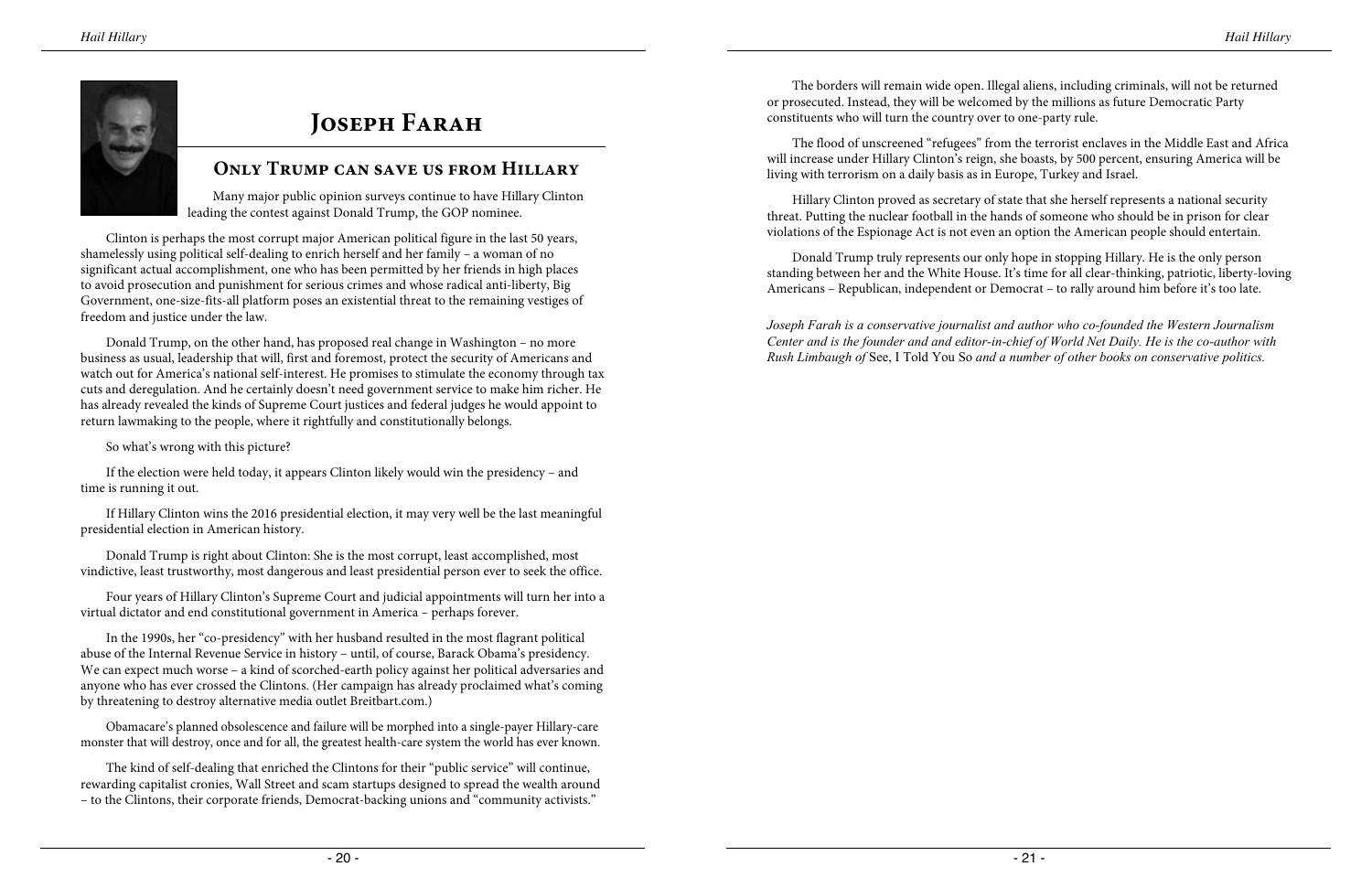# Joseph Farah

## Only Trump can save us from Hillary

Many major public opinion surveys continue to have Hillary Clinton leading the contest against Donald Trump, the GOP nominee.

Clinton is perhaps the most corrupt major American political figure in the last 50 years, shamelessly using political self-dealing to enrich herself and her family – a woman of no significant actual accomplishment, one who has been permitted by her friends in high places to avoid prosecution and punishment for serious crimes and whose radical anti-liberty, Big Government, one-size-fits-all platform poses an existential threat to the remaining vestiges of freedom and justice under the law.

Donald Trump, on the other hand, has proposed real change in Washington – no more business as usual, leadership that will, first and foremost, protect the security of Americans and watch out for America's national self-interest. He promises to stimulate the economy through tax cuts and deregulation. And he certainly doesn't need government service to make him richer. He has already revealed the kinds of Supreme Court justices and federal judges he would appoint to return lawmaking to the people, where it rightfully and constitutionally belongs.

So what's wrong with this picture?

If the election were held today, it appears Clinton likely would win the presidency – and time is running it out.

If Hillary Clinton wins the 2016 presidential election, it may very well be the last meaningful presidential election in American history.

Donald Trump is right about Clinton: She is the most corrupt, least accomplished, most vindictive, least trustworthy, most dangerous and least presidential person ever to seek the office.

Four years of Hillary Clinton's Supreme Court and judicial appointments will turn her into a virtual dictator and end constitutional government in America – perhaps forever.

In the 1990s, her "co-presidency" with her husband resulted in the most flagrant political abuse of the Internal Revenue Service in history – until, of course, Barack Obama's presidency. We can expect much worse – a kind of scorched-earth policy against her political adversaries and anyone who has ever crossed the Clintons. (Her campaign has already proclaimed what's coming by threatening to destroy alternative media outlet Breitbart.com.)

Obamacare's planned obsolescence and failure will be morphed into a single-payer Hillary-care monster that will destroy, once and for all, the greatest health-care system the world has ever known.

The kind of self-dealing that enriched the Clintons for their "public service" will continue, rewarding capitalist cronies, Wall Street and scam startups designed to spread the wealth around – to the Clintons, their corporate friends, Democrat-backing unions and "community activists."

The borders will remain wide open. Illegal aliens, including criminals, will not be returned or prosecuted. Instead, they will be welcomed by the millions as future Democratic Party constituents who will turn the country over to one-party rule.

The flood of unscreened "refugees" from the terrorist enclaves in the Middle East and Africa will increase under Hillary Clinton's reign, she boasts, by 500 percent, ensuring America will be living with terrorism on a daily basis as in Europe, Turkey and Israel.

Hillary Clinton proved as secretary of state that she herself represents a national security threat. Putting the nuclear football in the hands of someone who should be in prison for clear violations of the Espionage Act is not even an option the American people should entertain.

Donald Trump truly represents our only hope in stopping Hillary. He is the only person standing between her and the White House. It's time for all clear-thinking, patriotic, liberty-loving Americans – Republican, independent or Democrat – to rally around him before it's too late.

*Joseph Farah is a conservative journalist and author who co-founded the Western Journalism Center and is the founder and and editor-in-chief of World Net Daily. He is the co-author with Rush Limbaugh of* See, I Told You So *and a number of other books on conservative politics.*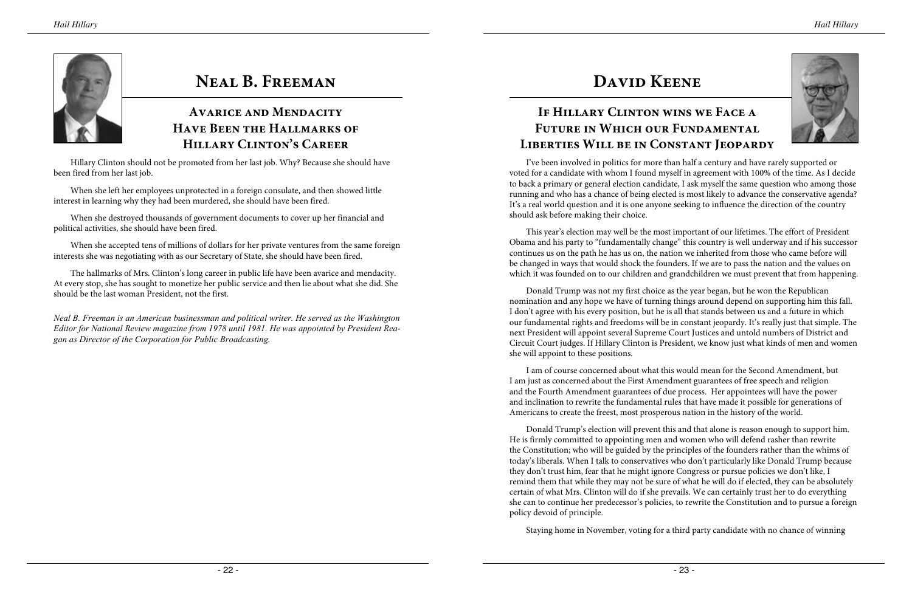# Neal B. Freeman

## Avarice and Mendacity Have Been the Hallmarks of Hillary Clinton's Career

Hillary Clinton should not be promoted from her last job. Why? Because she should have been fired from her last job.

When she left her employees unprotected in a foreign consulate, and then showed little interest in learning why they had been murdered, she should have been fired.

When she destroyed thousands of government documents to cover up her financial and political activities, she should have been fired.

When she accepted tens of millions of dollars for her private ventures from the same foreign interests she was negotiating with as our Secretary of State, she should have been fired.

The hallmarks of Mrs. Clinton's long career in public life have been avarice and mendacity. At every stop, she has sought to monetize her public service and then lie about what she did. She should be the last woman President, not the first.

*Neal B. Freeman is an American businessman and political writer. He served as the Washington Editor for National Review magazine from 1978 until 1981. He was appointed by President Reagan as Director of the Corporation for Public Broadcasting.*

# David Keene

## If Hillary Clinton wins we Face a Future in Which our Fundamental Liberties Will be in Constant Jeopardy

I've been involved in politics for more than half a century and have rarely supported or voted for a candidate with whom I found myself in agreement with 100% of the time. As I decide to back a primary or general election candidate, I ask myself the same question who among those running and who has a chance of being elected is most likely to advance the conservative agenda? It's a real world question and it is one anyone seeking to influence the direction of the country should ask before making their choice.

This year's election may well be the most important of our lifetimes. The effort of President Obama and his party to "fundamentally change" this country is well underway and if his successor continues us on the path he has us on, the nation we inherited from those who came before will be changed in ways that would shock the founders. If we are to pass the nation and the values on which it was founded on to our children and grandchildren we must prevent that from happening.

Donald Trump was not my first choice as the year began, but he won the Republican nomination and any hope we have of turning things around depend on supporting him this fall. I don't agree with his every position, but he is all that stands between us and a future in which our fundamental rights and freedoms will be in constant jeopardy. It's really just that simple. The next President will appoint several Supreme Court Justices and untold numbers of District and Circuit Court judges. If Hillary Clinton is President, we know just what kinds of men and women she will appoint to these positions.

I am of course concerned about what this would mean for the Second Amendment, but I am just as concerned about the First Amendment guarantees of free speech and religion and the Fourth Amendment guarantees of due process. Her appointees will have the power and inclination to rewrite the fundamental rules that have made it possible for generations of Americans to create the freest, most prosperous nation in the history of the world.

Donald Trump's election will prevent this and that alone is reason enough to support him. He is firmly committed to appointing men and women who will defend rasher than rewrite the Constitution; who will be guided by the principles of the founders rather than the whims of today's liberals. When I talk to conservatives who don't particularly like Donald Trump because they don't trust him, fear that he might ignore Congress or pursue policies we don't like, I remind them that while they may not be sure of what he will do if elected, they can be absolutely certain of what Mrs. Clinton will do if she prevails. We can certainly trust her to do everything she can to continue her predecessor's policies, to rewrite the Constitution and to pursue a foreign policy devoid of principle.

Staying home in November, voting for a third party candidate with no chance of winning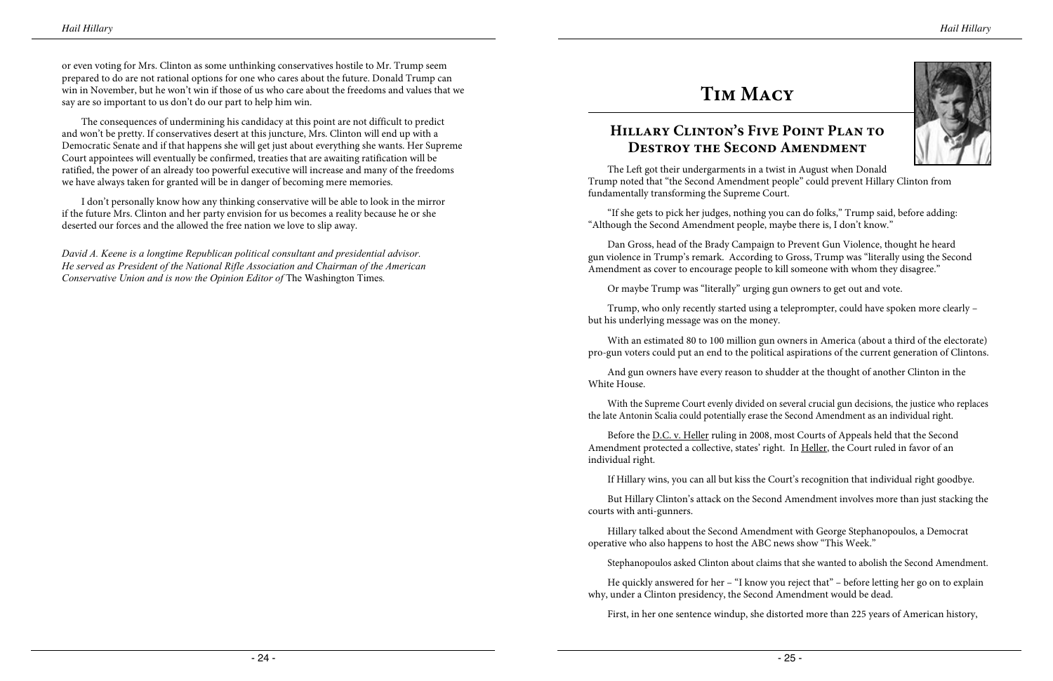or even voting for Mrs. Clinton as some unthinking conservatives hostile to Mr. Trump seem prepared to do are not rational options for one who cares about the future. Donald Trump can win in November, but he won't win if those of us who care about the freedoms and values that we say are so important to us don't do our part to help him win.

The consequences of undermining his candidacy at this point are not difficult to predict and won't be pretty. If conservatives desert at this juncture, Mrs. Clinton will end up with a Democratic Senate and if that happens she will get just about everything she wants. Her Supreme Court appointees will eventually be confirmed, treaties that are awaiting ratification will be ratified, the power of an already too powerful executive will increase and many of the freedoms we have always taken for granted will be in danger of becoming mere memories.

I don't personally know how any thinking conservative will be able to look in the mirror if the future Mrs. Clinton and her party envision for us becomes a reality because he or she deserted our forces and the allowed the free nation we love to slip away.

*David A. Keene is a longtime Republican political consultant and presidential advisor. He served as President of the National Rifle Association and Chairman of the American Conservative Union and is now the Opinion Editor of* The Washington Times*.*

# Tim Macy

## Hillary Clinton's Five Point Plan to Destroy the Second Amendment

The Left got their undergarments in a twist in August when Donald Trump noted that "the Second Amendment people" could prevent Hillary Clinton from fundamentally transforming the Supreme Court.

"If she gets to pick her judges, nothing you can do folks," Trump said, before adding: "Although the Second Amendment people, maybe there is, I don't know."

Dan Gross, head of the Brady Campaign to Prevent Gun Violence, thought he heard gun violence in Trump's remark. According to Gross, Trump was "literally using the Second Amendment as cover to encourage people to kill someone with whom they disagree."

Or maybe Trump was "literally" urging gun owners to get out and vote.

Trump, who only recently started using a teleprompter, could have spoken more clearly – but his underlying message was on the money.

With an estimated 80 to 100 million gun owners in America (about a third of the electorate) pro-gun voters could put an end to the political aspirations of the current generation of Clintons.

And gun owners have every reason to shudder at the thought of another Clinton in the White House.

With the Supreme Court evenly divided on several crucial gun decisions, the justice who replaces the late Antonin Scalia could potentially erase the Second Amendment as an individual right.

Before the D.C. v. Heller ruling in 2008, most Courts of Appeals held that the Second Amendment protected a collective, states' right. In Heller, the Court ruled in favor of an individual right.

If Hillary wins, you can all but kiss the Court's recognition that individual right goodbye.

But Hillary Clinton's attack on the Second Amendment involves more than just stacking the courts with anti-gunners.

Hillary talked about the Second Amendment with George Stephanopoulos, a Democrat operative who also happens to host the ABC news show "This Week."

Stephanopoulos asked Clinton about claims that she wanted to abolish the Second Amendment.

He quickly answered for her – "I know you reject that" – before letting her go on to explain why, under a Clinton presidency, the Second Amendment would be dead.

First, in her one sentence windup, she distorted more than 225 years of American history,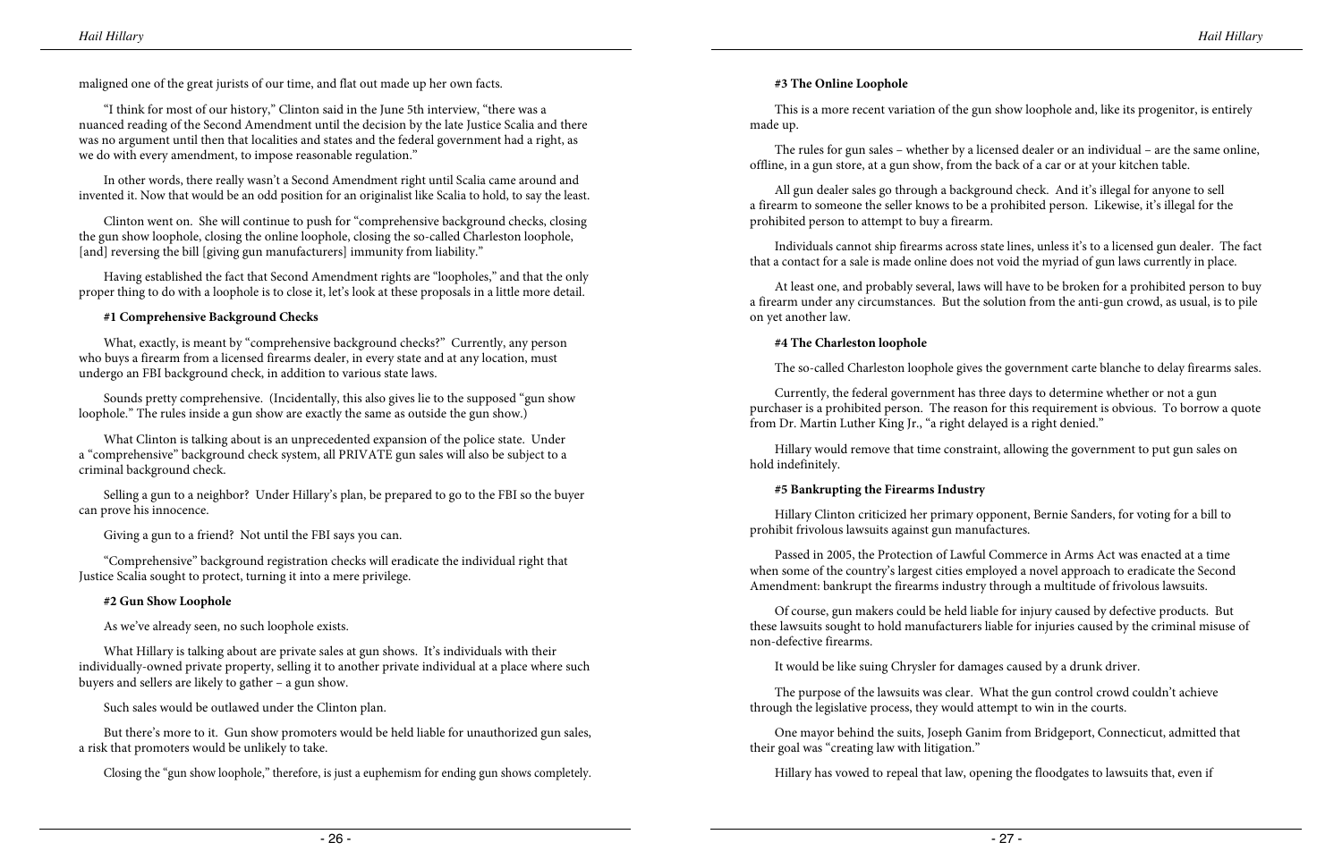maligned one of the great jurists of our time, and flat out made up her own facts.

"I think for most of our history," Clinton said in the June 5th interview, "there was a nuanced reading of the Second Amendment until the decision by the late Justice Scalia and there was no argument until then that localities and states and the federal government had a right, as we do with every amendment, to impose reasonable regulation."

In other words, there really wasn't a Second Amendment right until Scalia came around and invented it. Now that would be an odd position for an originalist like Scalia to hold, to say the least.

Clinton went on. She will continue to push for "comprehensive background checks, closing the gun show loophole, closing the online loophole, closing the so-called Charleston loophole, [and] reversing the bill [giving gun manufacturers] immunity from liability."

Having established the fact that Second Amendment rights are "loopholes," and that the only proper thing to do with a loophole is to close it, let's look at these proposals in a little more detail.

#### #1 Comprehensive Background Checks

What, exactly, is meant by "comprehensive background checks?" Currently, any person who buys a firearm from a licensed firearms dealer, in every state and at any location, must undergo an FBI background check, in addition to various state laws.

Sounds pretty comprehensive. (Incidentally, this also gives lie to the supposed "gun show loophole." The rules inside a gun show are exactly the same as outside the gun show.)

What Clinton is talking about is an unprecedented expansion of the police state. Under a "comprehensive" background check system, all PRIVATE gun sales will also be subject to a criminal background check.

Selling a gun to a neighbor? Under Hillary's plan, be prepared to go to the FBI so the buyer can prove his innocence.

Giving a gun to a friend? Not until the FBI says you can.

"Comprehensive" background registration checks will eradicate the individual right that Justice Scalia sought to protect, turning it into a mere privilege.

#### #2 Gun Show Loophole

As we've already seen, no such loophole exists.

What Hillary is talking about are private sales at gun shows. It's individuals with their individually-owned private property, selling it to another private individual at a place where such buyers and sellers are likely to gather – a gun show.

Such sales would be outlawed under the Clinton plan.

But there's more to it. Gun show promoters would be held liable for unauthorized gun sales, a risk that promoters would be unlikely to take.

Closing the "gun show loophole," therefore, is just a euphemism for ending gun shows completely.

#### #3 The Online Loophole

This is a more recent variation of the gun show loophole and, like its progenitor, is entirely made up.

The rules for gun sales – whether by a licensed dealer or an individual – are the same online, offline, in a gun store, at a gun show, from the back of a car or at your kitchen table.

All gun dealer sales go through a background check. And it's illegal for anyone to sell a firearm to someone the seller knows to be a prohibited person. Likewise, it's illegal for the prohibited person to attempt to buy a firearm.

Individuals cannot ship firearms across state lines, unless it's to a licensed gun dealer. The fact that a contact for a sale is made online does not void the myriad of gun laws currently in place.

At least one, and probably several, laws will have to be broken for a prohibited person to buy a firearm under any circumstances. But the solution from the anti-gun crowd, as usual, is to pile on yet another law.

#### #4 The Charleston loophole

The so-called Charleston loophole gives the government carte blanche to delay firearms sales.

Currently, the federal government has three days to determine whether or not a gun purchaser is a prohibited person. The reason for this requirement is obvious. To borrow a quote from Dr. Martin Luther King Jr., "a right delayed is a right denied."

Hillary would remove that time constraint, allowing the government to put gun sales on hold indefinitely.

#### #5 Bankrupting the Firearms Industry

Hillary Clinton criticized her primary opponent, Bernie Sanders, for voting for a bill to prohibit frivolous lawsuits against gun manufactures.

Passed in 2005, the Protection of Lawful Commerce in Arms Act was enacted at a time when some of the country's largest cities employed a novel approach to eradicate the Second Amendment: bankrupt the firearms industry through a multitude of frivolous lawsuits.

Of course, gun makers could be held liable for injury caused by defective products. But these lawsuits sought to hold manufacturers liable for injuries caused by the criminal misuse of non-defective firearms.

It would be like suing Chrysler for damages caused by a drunk driver.

The purpose of the lawsuits was clear. What the gun control crowd couldn't achieve through the legislative process, they would attempt to win in the courts.

One mayor behind the suits, Joseph Ganim from Bridgeport, Connecticut, admitted that their goal was "creating law with litigation."

Hillary has vowed to repeal that law, opening the floodgates to lawsuits that, even if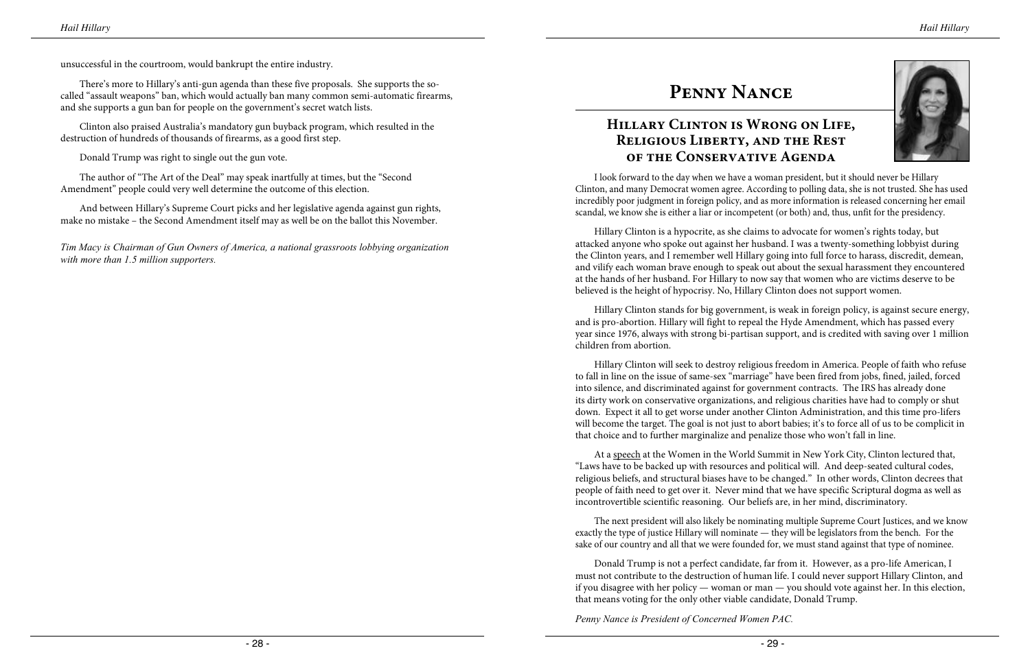unsuccessful in the courtroom, would bankrupt the entire industry.

There's more to Hillary's anti-gun agenda than these five proposals. She supports the so-called "assault weapons" ban, which would actually ban many common semi-automatic firearms, and she supports a gun ban for people on the government's secret watch lists.

Clinton also praised Australia's mandatory gun buyback program, which resulted in the destruction of hundreds of thousands of firearms, as a good first step.

Donald Trump was right to single out the gun vote.

The author of "The Art of the Deal" may speak inartfully at times, but the "Second Amendment" people could very well determine the outcome of this election.

And between Hillary's Supreme Court picks and her legislative agenda against gun rights, make no mistake – the Second Amendment itself may as well be on the ballot this November.

*Tim Macy is Chairman of Gun Owners of America, a national grassroots lobbying organization with more than 1.5 million supporters.*

# Penny Nance

## Hillary Clinton is Wrong on Life, Religious Liberty, and the Rest of the Conservative Agenda

I look forward to the day when we have a woman president, but it should never be Hillary Clinton, and many Democrat women agree. According to polling data, she is not trusted. She has used incredibly poor judgment in foreign policy, and as more information is released concerning her email scandal, we know she is either a liar or incompetent (or both) and, thus, unfit for the presidency.

Hillary Clinton is a hypocrite, as she claims to advocate for women's rights today, but attacked anyone who spoke out against her husband. I was a twenty-something lobbyist during the Clinton years, and I remember well Hillary going into full force to harass, discredit, demean, and vilify each woman brave enough to speak out about the sexual harassment they encountered at the hands of her husband. For Hillary to now say that women who are victims deserve to be believed is the height of hypocrisy. No, Hillary Clinton does not support women.

Hillary Clinton stands for big government, is weak in foreign policy, is against secure energy, and is pro-abortion. Hillary will fight to repeal the Hyde Amendment, which has passed every year since 1976, always with strong bi-partisan support, and is credited with saving over 1 million children from abortion.

Hillary Clinton will seek to destroy religious freedom in America. People of faith who refuse to fall in line on the issue of same-sex "marriage" have been fired from jobs, fined, jailed, forced into silence, and discriminated against for government contracts. The IRS has already done its dirty work on conservative organizations, and religious charities have had to comply or shut down. Expect it all to get worse under another Clinton Administration, and this time pro-lifers will become the target. The goal is not just to abort babies; it's to force all of us to be complicit in that choice and to further marginalize and penalize those who won't fall in line.

At a speech at the Women in the World Summit in New York City, Clinton lectured that, "Laws have to be backed up with resources and political will. And deep-seated cultural codes, religious beliefs, and structural biases have to be changed." In other words, Clinton decrees that people of faith need to get over it. Never mind that we have specific Scriptural dogma as well as incontrovertible scientific reasoning. Our beliefs are, in her mind, discriminatory.

The next president will also likely be nominating multiple Supreme Court Justices, and we know exactly the type of justice Hillary will nominate — they will be legislators from the bench. For the sake of our country and all that we were founded for, we must stand against that type of nominee.

Donald Trump is not a perfect candidate, far from it. However, as a pro-life American, I must not contribute to the destruction of human life. I could never support Hillary Clinton, and if you disagree with her policy — woman or man — you should vote against her. In this election, that means voting for the only other viable candidate, Donald Trump.

*Penny Nance is President of Concerned Women PAC.*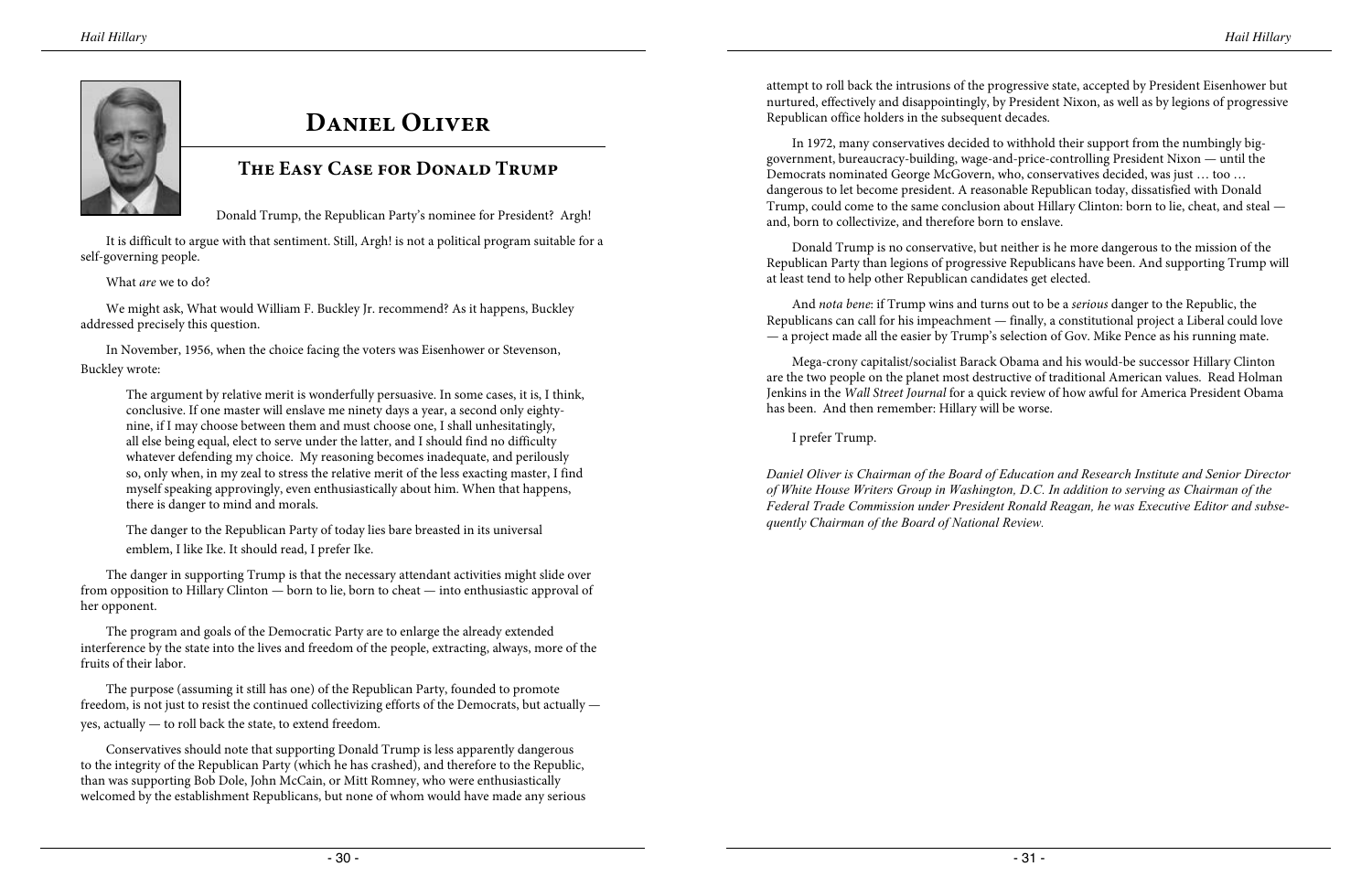# Daniel Oliver

## The Easy Case for Donald Trump

Donald Trump, the Republican Party's nominee for President? Argh!

It is difficult to argue with that sentiment. Still, Argh! is not a political program suitable for a self-governing people.

What *are* we to do?

We might ask, What would William F. Buckley Jr. recommend? As it happens, Buckley addressed precisely this question.

In November, 1956, when the choice facing the voters was Eisenhower or Stevenson, Buckley wrote:

> The argument by relative merit is wonderfully persuasive. In some cases, it is, I think, conclusive. If one master will enslave me ninety days a year, a second only eighty-nine, if I may choose between them and must choose one, I shall unhesitatingly, all else being equal, elect to serve under the latter, and I should find no difficulty whatever defending my choice. My reasoning becomes inadequate, and perilously so, only when, in my zeal to stress the relative merit of the less exacting master, I find myself speaking approvingly, even enthusiastically about him. When that happens, there is danger to mind and morals.
>
> The danger to the Republican Party of today lies bare breasted in its universal emblem, I like Ike. It should read, I prefer Ike.

The danger in supporting Trump is that the necessary attendant activities might slide over from opposition to Hillary Clinton — born to lie, born to cheat — into enthusiastic approval of her opponent.

The program and goals of the Democratic Party are to enlarge the already extended interference by the state into the lives and freedom of the people, extracting, always, more of the fruits of their labor.

The purpose (assuming it still has one) of the Republican Party, founded to promote freedom, is not just to resist the continued collectivizing efforts of the Democrats, but actually — yes, actually — to roll back the state, to extend freedom.

Conservatives should note that supporting Donald Trump is less apparently dangerous to the integrity of the Republican Party (which he has crashed), and therefore to the Republic, than was supporting Bob Dole, John McCain, or Mitt Romney, who were enthusiastically welcomed by the establishment Republicans, but none of whom would have made any serious attempt to roll back the intrusions of the progressive state, accepted by President Eisenhower but nurtured, effectively and disappointingly, by President Nixon, as well as by legions of progressive Republican office holders in the subsequent decades.

In 1972, many conservatives decided to withhold their support from the numbingly big-government, bureaucracy-building, wage-and-price-controlling President Nixon — until the Democrats nominated George McGovern, who, conservatives decided, was just … too … dangerous to let become president. A reasonable Republican today, dissatisfied with Donald Trump, could come to the same conclusion about Hillary Clinton: born to lie, cheat, and steal — and, born to collectivize, and therefore born to enslave.

Donald Trump is no conservative, but neither is he more dangerous to the mission of the Republican Party than legions of progressive Republicans have been. And supporting Trump will at least tend to help other Republican candidates get elected.

And *nota bene*: if Trump wins and turns out to be a *serious* danger to the Republic, the Republicans can call for his impeachment — finally, a constitutional project a Liberal could love — a project made all the easier by Trump's selection of Gov. Mike Pence as his running mate.

Mega-crony capitalist/socialist Barack Obama and his would-be successor Hillary Clinton are the two people on the planet most destructive of traditional American values. Read Holman Jenkins in the *Wall Street Journal* for a quick review of how awful for America President Obama has been. And then remember: Hillary will be worse.

I prefer Trump.

*Daniel Oliver is Chairman of the Board of Education and Research Institute and Senior Director of White House Writers Group in Washington, D.C. In addition to serving as Chairman of the Federal Trade Commission under President Ronald Reagan, he was Executive Editor and subsequently Chairman of the Board of National Review.*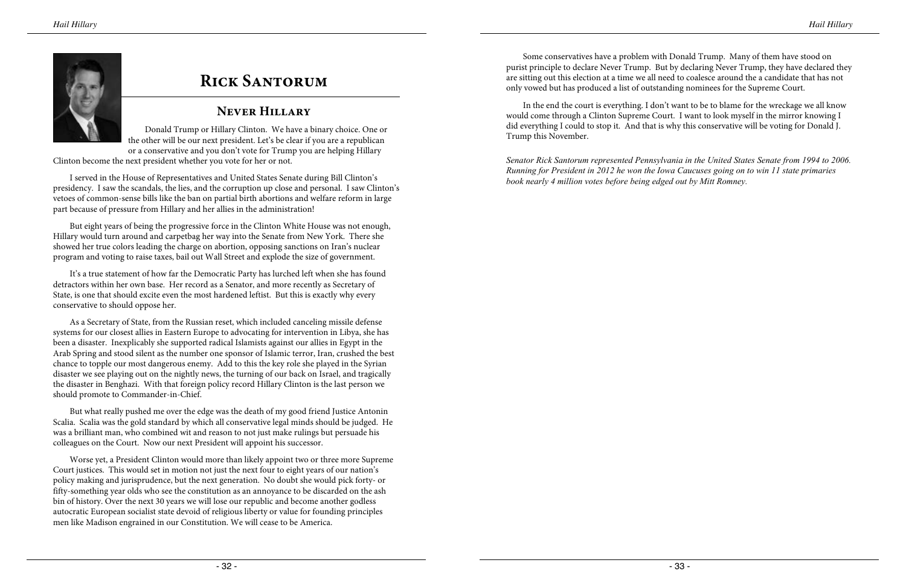# Rick Santorum

## Never Hillary

Donald Trump or Hillary Clinton. We have a binary choice. One or the other will be our next president. Let's be clear if you are a republican or a conservative and you don't vote for Trump you are helping Hillary Clinton become the next president whether you vote for her or not.

I served in the House of Representatives and United States Senate during Bill Clinton's presidency. I saw the scandals, the lies, and the corruption up close and personal. I saw Clinton's vetoes of common-sense bills like the ban on partial birth abortions and welfare reform in large part because of pressure from Hillary and her allies in the administration!

But eight years of being the progressive force in the Clinton White House was not enough, Hillary would turn around and carpetbag her way into the Senate from New York. There she showed her true colors leading the charge on abortion, opposing sanctions on Iran's nuclear program and voting to raise taxes, bail out Wall Street and explode the size of government.

It's a true statement of how far the Democratic Party has lurched left when she has found detractors within her own base. Her record as a Senator, and more recently as Secretary of State, is one that should excite even the most hardened leftist. But this is exactly why every conservative to should oppose her.

As a Secretary of State, from the Russian reset, which included canceling missile defense systems for our closest allies in Eastern Europe to advocating for intervention in Libya, she has been a disaster. Inexplicably she supported radical Islamists against our allies in Egypt in the Arab Spring and stood silent as the number one sponsor of Islamic terror, Iran, crushed the best chance to topple our most dangerous enemy. Add to this the key role she played in the Syrian disaster we see playing out on the nightly news, the turning of our back on Israel, and tragically the disaster in Benghazi. With that foreign policy record Hillary Clinton is the last person we should promote to Commander-in-Chief.

But what really pushed me over the edge was the death of my good friend Justice Antonin Scalia. Scalia was the gold standard by which all conservative legal minds should be judged. He was a brilliant man, who combined wit and reason to not just make rulings but persuade his colleagues on the Court. Now our next President will appoint his successor.

Worse yet, a President Clinton would more than likely appoint two or three more Supreme Court justices. This would set in motion not just the next four to eight years of our nation's policy making and jurisprudence, but the next generation. No doubt she would pick forty- or fifty-something year olds who see the constitution as an annoyance to be discarded on the ash bin of history. Over the next 30 years we will lose our republic and become another godless autocratic European socialist state devoid of religious liberty or value for founding principles men like Madison engrained in our Constitution. We will cease to be America.

Some conservatives have a problem with Donald Trump. Many of them have stood on purist principle to declare Never Trump. But by declaring Never Trump, they have declared they are sitting out this election at a time we all need to coalesce around the a candidate that has not only vowed but has produced a list of outstanding nominees for the Supreme Court.

In the end the court is everything. I don't want to be to blame for the wreckage we all know would come through a Clinton Supreme Court. I want to look myself in the mirror knowing I did everything I could to stop it. And that is why this conservative will be voting for Donald J. Trump this November.

*Senator Rick Santorum represented Pennsylvania in the United States Senate from 1994 to 2006. Running for President in 2012 he won the Iowa Caucuses going on to win 11 state primaries book nearly 4 million votes before being edged out by Mitt Romney.*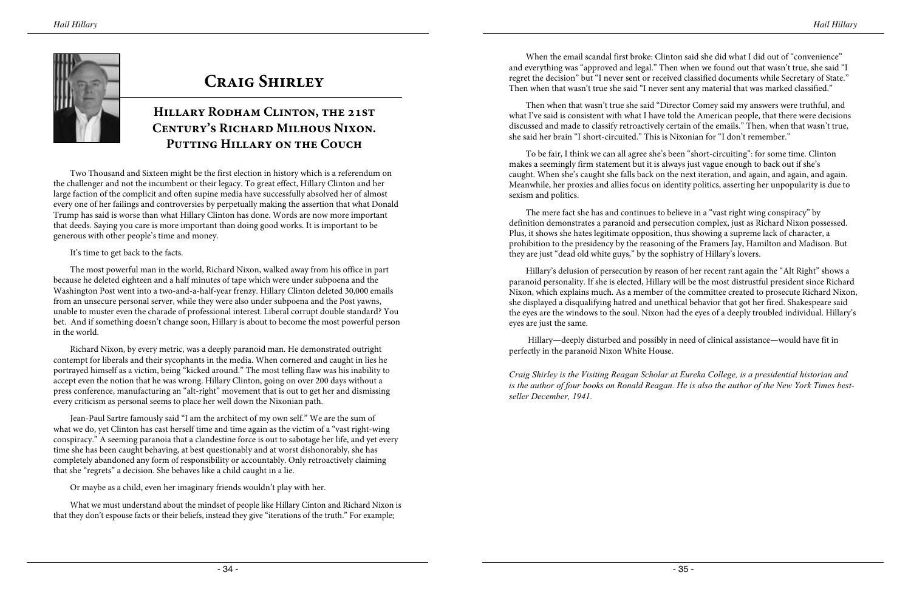# Craig Shirley

## Hillary Rodham Clinton, the 21st Century's Richard Milhous Nixon. Putting Hillary on the Couch

Two Thousand and Sixteen might be the first election in history which is a referendum on the challenger and not the incumbent or their legacy. To great effect, Hillary Clinton and her large faction of the complicit and often supine media have successfully absolved her of almost every one of her failings and controversies by perpetually making the assertion that what Donald Trump has said is worse than what Hillary Clinton has done. Words are now more important that deeds. Saying you care is more important than doing good works. It is important to be generous with other people's time and money.

It's time to get back to the facts.

The most powerful man in the world, Richard Nixon, walked away from his office in part because he deleted eighteen and a half minutes of tape which were under subpoena and the Washington Post went into a two-and-a-half-year frenzy. Hillary Clinton deleted 30,000 emails from an unsecure personal server, while they were also under subpoena and the Post yawns, unable to muster even the charade of professional interest. Liberal corrupt double standard? You bet. And if something doesn't change soon, Hillary is about to become the most powerful person in the world.

Richard Nixon, by every metric, was a deeply paranoid man. He demonstrated outright contempt for liberals and their sycophants in the media. When cornered and caught in lies he portrayed himself as a victim, being "kicked around." The most telling flaw was his inability to accept even the notion that he was wrong. Hillary Clinton, going on over 200 days without a press conference, manufacturing an "alt-right" movement that is out to get her and dismissing every criticism as personal seems to place her well down the Nixonian path.

Jean-Paul Sartre famously said "I am the architect of my own self." We are the sum of what we do, yet Clinton has cast herself time and time again as the victim of a "vast right-wing conspiracy." A seeming paranoia that a clandestine force is out to sabotage her life, and yet every time she has been caught behaving, at best questionably and at worst dishonorably, she has completely abandoned any form of responsibility or accountably. Only retroactively claiming that she "regrets" a decision. She behaves like a child caught in a lie.

Or maybe as a child, even her imaginary friends wouldn't play with her.

What we must understand about the mindset of people like Hillary Cinton and Richard Nixon is that they don't espouse facts or their beliefs, instead they give "iterations of the truth." For example;

When the email scandal first broke: Clinton said she did what I did out of "convenience" and everything was "approved and legal." Then when we found out that wasn't true, she said "I regret the decision" but "I never sent or received classified documents while Secretary of State." Then when that wasn't true she said "I never sent any material that was marked classified."

Then when that wasn't true she said "Director Comey said my answers were truthful, and what I've said is consistent with what I have told the American people, that there were decisions discussed and made to classify retroactively certain of the emails." Then, when that wasn't true, she said her brain "I short-circuited." This is Nixonian for "I don't remember."

To be fair, I think we can all agree she's been "short-circuiting": for some time. Clinton makes a seemingly firm statement but it is always just vague enough to back out if she's caught. When she's caught she falls back on the next iteration, and again, and again, and again. Meanwhile, her proxies and allies focus on identity politics, asserting her unpopularity is due to sexism and politics.

The mere fact she has and continues to believe in a "vast right wing conspiracy" by definition demonstrates a paranoid and persecution complex, just as Richard Nixon possessed. Plus, it shows she hates legitimate opposition, thus showing a supreme lack of character, a prohibition to the presidency by the reasoning of the Framers Jay, Hamilton and Madison. But they are just "dead old white guys," by the sophistry of Hillary's lovers.

Hillary's delusion of persecution by reason of her recent rant again the "Alt Right" shows a paranoid personality. If she is elected, Hillary will be the most distrustful president since Richard Nixon, which explains much. As a member of the committee created to prosecute Richard Nixon, she displayed a disqualifying hatred and unethical behavior that got her fired. Shakespeare said the eyes are the windows to the soul. Nixon had the eyes of a deeply troubled individual. Hillary's eyes are just the same.

Hillary—deeply disturbed and possibly in need of clinical assistance—would have fit in perfectly in the paranoid Nixon White House.

*Craig Shirley is the Visiting Reagan Scholar at Eureka College, is a presidential historian and is the author of four books on Ronald Reagan. He is also the author of the New York Times best-seller December, 1941.*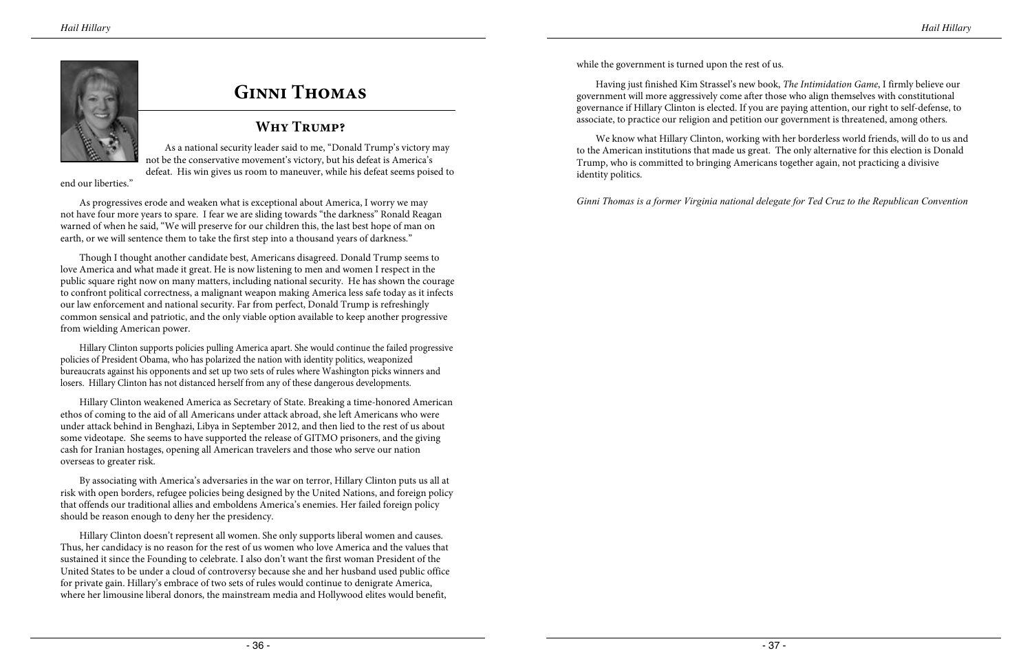# Ginni Thomas

## Why Trump?

As a national security leader said to me, "Donald Trump's victory may not be the conservative movement's victory, but his defeat is America's defeat. His win gives us room to maneuver, while his defeat seems poised to end our liberties."

As progressives erode and weaken what is exceptional about America, I worry we may not have four more years to spare. I fear we are sliding towards "the darkness" Ronald Reagan warned of when he said, "We will preserve for our children this, the last best hope of man on earth, or we will sentence them to take the first step into a thousand years of darkness."

Though I thought another candidate best, Americans disagreed. Donald Trump seems to love America and what made it great. He is now listening to men and women I respect in the public square right now on many matters, including national security. He has shown the courage to confront political correctness, a malignant weapon making America less safe today as it infects our law enforcement and national security. Far from perfect, Donald Trump is refreshingly common sensical and patriotic, and the only viable option available to keep another progressive from wielding American power.

Hillary Clinton supports policies pulling America apart. She would continue the failed progressive policies of President Obama, who has polarized the nation with identity politics, weaponized bureaucrats against his opponents and set up two sets of rules where Washington picks winners and losers. Hillary Clinton has not distanced herself from any of these dangerous developments.

Hillary Clinton weakened America as Secretary of State. Breaking a time-honored American ethos of coming to the aid of all Americans under attack abroad, she left Americans who were under attack behind in Benghazi, Libya in September 2012, and then lied to the rest of us about some videotape. She seems to have supported the release of GITMO prisoners, and the giving cash for Iranian hostages, opening all American travelers and those who serve our nation overseas to greater risk.

By associating with America's adversaries in the war on terror, Hillary Clinton puts us all at risk with open borders, refugee policies being designed by the United Nations, and foreign policy that offends our traditional allies and emboldens America's enemies. Her failed foreign policy should be reason enough to deny her the presidency.

Hillary Clinton doesn't represent all women. She only supports liberal women and causes. Thus, her candidacy is no reason for the rest of us women who love America and the values that sustained it since the Founding to celebrate. I also don't want the first woman President of the United States to be under a cloud of controversy because she and her husband used public office for private gain. Hillary's embrace of two sets of rules would continue to denigrate America, where her limousine liberal donors, the mainstream media and Hollywood elites would benefit, while the government is turned upon the rest of us.

Having just finished Kim Strassel's new book, *The Intimidation Game*, I firmly believe our government will more aggressively come after those who align themselves with constitutional governance if Hillary Clinton is elected. If you are paying attention, our right to self-defense, to associate, to practice our religion and petition our government is threatened, among others.

We know what Hillary Clinton, working with her borderless world friends, will do to us and to the American institutions that made us great. The only alternative for this election is Donald Trump, who is committed to bringing Americans together again, not practicing a divisive identity politics.

*Ginni Thomas is a former Virginia national delegate for Ted Cruz to the Republican Convention*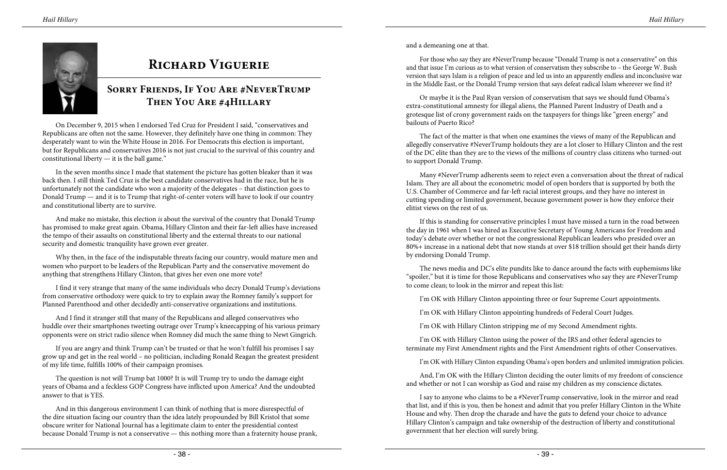# Richard Viguerie

## Sorry Friends, If You Are #NeverTrump Then You Are #4Hillary

On December 9, 2015 when I endorsed Ted Cruz for President I said, "conservatives and Republicans are often not the same. However, they definitely have one thing in common: They desperately want to win the White House in 2016. For Democrats this election is important, but for Republicans and conservatives 2016 is not just crucial to the survival of this country and constitutional liberty — it is the ball game."

In the seven months since I made that statement the picture has gotten bleaker than it was back then. I still think Ted Cruz is the best candidate conservatives had in the race, but he is unfortunately not the candidate who won a majority of the delegates – that distinction goes to Donald Trump — and it is to Trump that right-of-center voters will have to look if our country and constitutional liberty are to survive.

And make no mistake, this election *is* about the survival of the country that Donald Trump has promised to make great again. Obama, Hillary Clinton and their far-left allies have increased the tempo of their assaults on constitutional liberty and the external threats to our national security and domestic tranquility have grown ever greater.

Why then, in the face of the indisputable threats facing our country, would mature men and women who purport to be leaders of the Republican Party and the conservative movement do anything that strengthens Hillary Clinton, that gives her even one more vote?

I find it very strange that many of the same individuals who decry Donald Trump's deviations from conservative orthodoxy were quick to try to explain away the Romney family's support for Planned Parenthood and other decidedly anti-conservative organizations and institutions.

And I find it stranger still that many of the Republicans and alleged conservatives who huddle over their smartphones tweeting outrage over Trump's kneecapping of his various primary opponents were on strict radio silence when Romney did much the same thing to Newt Gingrich.

If you are angry and think Trump can't be trusted or that he won't fulfill his promises I say grow up and get in the real world – no politician, including Ronald Reagan the greatest president of my life time, fulfills 100% of their campaign promises.

The question is not will Trump bat 1000? It is will Trump try to undo the damage eight years of Obama and a feckless GOP Congress have inflicted upon America? And the undoubted answer to that is YES.

And in this dangerous environment I can think of nothing that is more disrespectful of the dire situation facing our country than the idea lately propounded by Bill Kristol that some obscure writer for National Journal has a legitimate claim to enter the presidential contest because Donald Trump is not a conservative — this nothing more than a fraternity house prank, and a demeaning one at that.

For those who say they are #NeverTrump because "Donald Trump is not a conservative" on this and that issue I'm curious as to what version of conservatism they subscribe to – the George W. Bush version that says Islam is a religion of peace and led us into an apparently endless and inconclusive war in the Middle East, or the Donald Trump version that says defeat radical Islam wherever we find it?

Or maybe it is the Paul Ryan version of conservatism that says we should fund Obama's extra-constitutional amnesty for illegal aliens, the Planned Parent Industry of Death and a grotesque list of crony government raids on the taxpayers for things like "green energy" and bailouts of Puerto Rico?

The fact of the matter is that when one examines the views of many of the Republican and allegedly conservative #NeverTrump holdouts they are a lot closer to Hillary Clinton and the rest of the DC elite than they are to the views of the millions of country class citizens who turned-out to support Donald Trump.

Many #NeverTrump adherents seem to reject even a conversation about the threat of radical Islam. They are all about the econometric model of open borders that is supported by both the U.S. Chamber of Commerce and far-left racial interest groups, and they have no interest in cutting spending or limited government, because government power is how they enforce their elitist views on the rest of us.

If this is standing for conservative principles I must have missed a turn in the road between the day in 1961 when I was hired as Executive Secretary of Young Americans for Freedom and today's debate over whether or not the congressional Republican leaders who presided over an 80%+ increase in a national debt that now stands at over $18 trillion should get their hands dirty by endorsing Donald Trump.

The news media and DC's elite pundits like to dance around the facts with euphemisms like "spoiler," but it is time for those Republicans and conservatives who say they are #NeverTrump to come clean; to look in the mirror and repeat this list:

I'm OK with Hillary Clinton appointing three or four Supreme Court appointments.

I'm OK with Hillary Clinton appointing hundreds of Federal Court Judges.

I'm OK with Hillary Clinton stripping me of my Second Amendment rights.

I'm OK with Hillary Clinton using the power of the IRS and other federal agencies to terminate my First Amendment rights and the First Amendment rights of other Conservatives.

I'm OK with Hillary Clinton expanding Obama's open borders and unlimited immigration policies.

And, I'm OK with the Hillary Clinton deciding the outer limits of my freedom of conscience and whether or not I can worship as God and raise my children as my conscience dictates.

I say to anyone who claims to be a #NeverTrump conservative, look in the mirror and read that list, and if this is you, then be honest and admit that you prefer Hillary Clinton in the White House and why. Then drop the charade and have the guts to defend your choice to advance Hillary Clinton's campaign and take ownership of the destruction of liberty and constitutional government that her election will surely bring.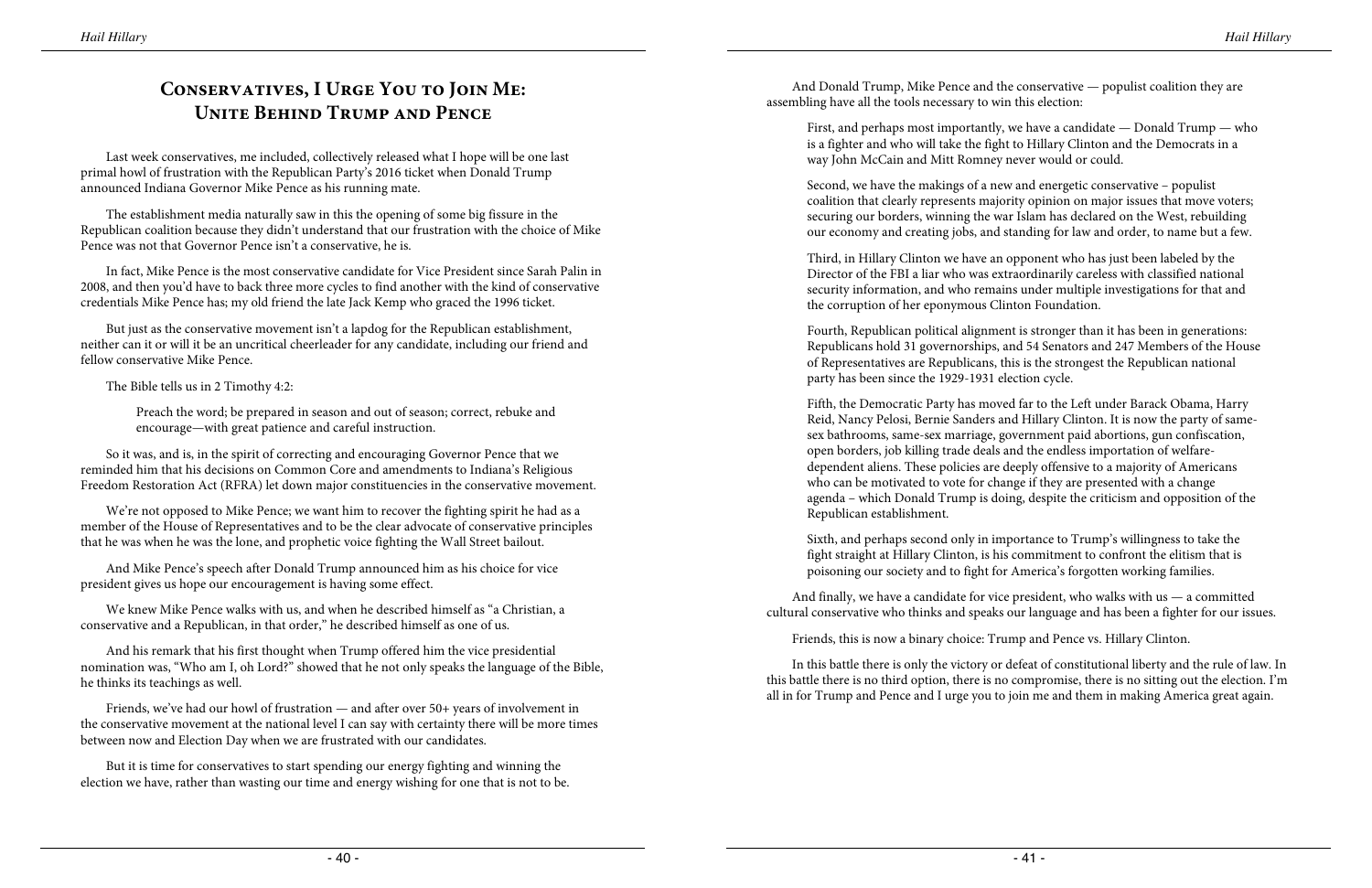# Conservatives, I Urge You to Join Me: Unite Behind Trump and Pence

Last week conservatives, me included, collectively released what I hope will be one last primal howl of frustration with the Republican Party's 2016 ticket when Donald Trump announced Indiana Governor Mike Pence as his running mate.

The establishment media naturally saw in this the opening of some big fissure in the Republican coalition because they didn't understand that our frustration with the choice of Mike Pence was not that Governor Pence isn't a conservative, he is.

In fact, Mike Pence is the most conservative candidate for Vice President since Sarah Palin in 2008, and then you'd have to back three more cycles to find another with the kind of conservative credentials Mike Pence has; my old friend the late Jack Kemp who graced the 1996 ticket.

But just as the conservative movement isn't a lapdog for the Republican establishment, neither can it or will it be an uncritical cheerleader for any candidate, including our friend and fellow conservative Mike Pence.

The Bible tells us in 2 Timothy 4:2:

> Preach the word; be prepared in season and out of season; correct, rebuke and encourage—with great patience and careful instruction.

So it was, and is, in the spirit of correcting and encouraging Governor Pence that we reminded him that his decisions on Common Core and amendments to Indiana's Religious Freedom Restoration Act (RFRA) let down major constituencies in the conservative movement.

We're not opposed to Mike Pence; we want him to recover the fighting spirit he had as a member of the House of Representatives and to be the clear advocate of conservative principles that he was when he was the lone, and prophetic voice fighting the Wall Street bailout.

And Mike Pence's speech after Donald Trump announced him as his choice for vice president gives us hope our encouragement is having some effect.

We knew Mike Pence walks with us, and when he described himself as "a Christian, a conservative and a Republican, in that order," he described himself as one of us.

And his remark that his first thought when Trump offered him the vice presidential nomination was, "Who am I, oh Lord?" showed that he not only speaks the language of the Bible, he thinks its teachings as well.

Friends, we've had our howl of frustration — and after over 50+ years of involvement in the conservative movement at the national level I can say with certainty there will be more times between now and Election Day when we are frustrated with our candidates.

But it is time for conservatives to start spending our energy fighting and winning the election we have, rather than wasting our time and energy wishing for one that is not to be.

And Donald Trump, Mike Pence and the conservative — populist coalition they are assembling have all the tools necessary to win this election:

> First, and perhaps most importantly, we have a candidate — Donald Trump — who is a fighter and who will take the fight to Hillary Clinton and the Democrats in a way John McCain and Mitt Romney never would or could.
>
> Second, we have the makings of a new and energetic conservative – populist coalition that clearly represents majority opinion on major issues that move voters; securing our borders, winning the war Islam has declared on the West, rebuilding our economy and creating jobs, and standing for law and order, to name but a few.
>
> Third, in Hillary Clinton we have an opponent who has just been labeled by the Director of the FBI a liar who was extraordinarily careless with classified national security information, and who remains under multiple investigations for that and the corruption of her eponymous Clinton Foundation.
>
> Fourth, Republican political alignment is stronger than it has been in generations: Republicans hold 31 governorships, and 54 Senators and 247 Members of the House of Representatives are Republicans, this is the strongest the Republican national party has been since the 1929-1931 election cycle.
>
> Fifth, the Democratic Party has moved far to the Left under Barack Obama, Harry Reid, Nancy Pelosi, Bernie Sanders and Hillary Clinton. It is now the party of same-sex bathrooms, same-sex marriage, government paid abortions, gun confiscation, open borders, job killing trade deals and the endless importation of welfare-dependent aliens. These policies are deeply offensive to a majority of Americans who can be motivated to vote for change if they are presented with a change agenda – which Donald Trump is doing, despite the criticism and opposition of the Republican establishment.
>
> Sixth, and perhaps second only in importance to Trump's willingness to take the fight straight at Hillary Clinton, is his commitment to confront the elitism that is poisoning our society and to fight for America's forgotten working families.

And finally, we have a candidate for vice president, who walks with us — a committed cultural conservative who thinks and speaks our language and has been a fighter for our issues.

Friends, this is now a binary choice: Trump and Pence vs. Hillary Clinton.

In this battle there is only the victory or defeat of constitutional liberty and the rule of law. In this battle there is no third option, there is no compromise, there is no sitting out the election. I'm all in for Trump and Pence and I urge you to join me and them in making America great again.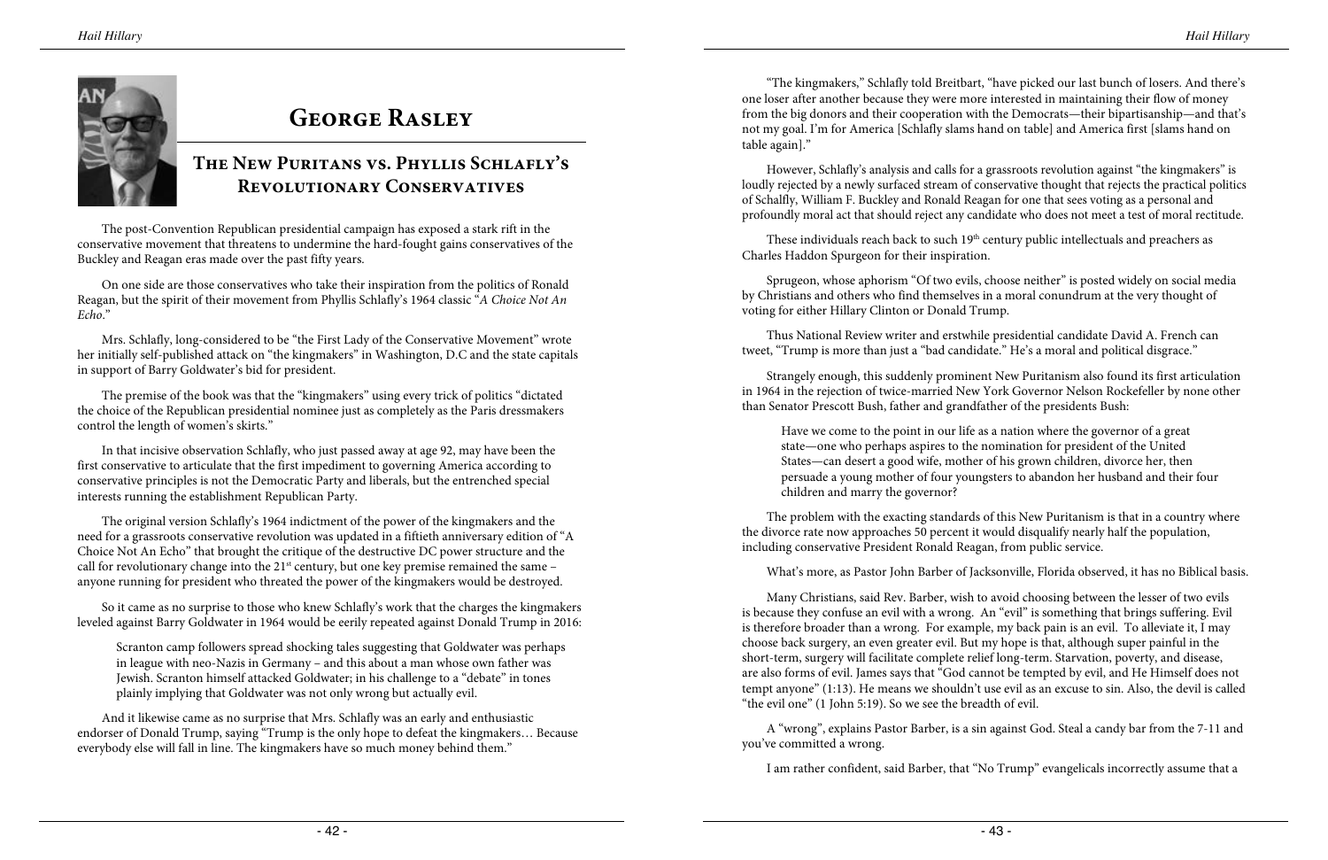# George Rasley

## The New Puritans vs. Phyllis Schlafly's Revolutionary Conservatives

The post-Convention Republican presidential campaign has exposed a stark rift in the conservative movement that threatens to undermine the hard-fought gains conservatives of the Buckley and Reagan eras made over the past fifty years.

On one side are those conservatives who take their inspiration from the politics of Ronald Reagan, but the spirit of their movement from Phyllis Schlafly's 1964 classic "*A Choice Not An Echo*."

Mrs. Schlafly, long-considered to be "the First Lady of the Conservative Movement" wrote her initially self-published attack on "the kingmakers" in Washington, D.C and the state capitals in support of Barry Goldwater's bid for president.

The premise of the book was that the "kingmakers" using every trick of politics "dictated the choice of the Republican presidential nominee just as completely as the Paris dressmakers control the length of women's skirts."

In that incisive observation Schlafly, who just passed away at age 92, may have been the first conservative to articulate that the first impediment to governing America according to conservative principles is not the Democratic Party and liberals, but the entrenched special interests running the establishment Republican Party.

The original version Schlafly's 1964 indictment of the power of the kingmakers and the need for a grassroots conservative revolution was updated in a fiftieth anniversary edition of "A Choice Not An Echo" that brought the critique of the destructive DC power structure and the call for revolutionary change into the 21st century, but one key premise remained the same – anyone running for president who threated the power of the kingmakers would be destroyed.

So it came as no surprise to those who knew Schlafly's work that the charges the kingmakers leveled against Barry Goldwater in 1964 would be eerily repeated against Donald Trump in 2016:

> Scranton camp followers spread shocking tales suggesting that Goldwater was perhaps in league with neo-Nazis in Germany – and this about a man whose own father was Jewish. Scranton himself attacked Goldwater; in his challenge to a "debate" in tones plainly implying that Goldwater was not only wrong but actually evil.

And it likewise came as no surprise that Mrs. Schlafly was an early and enthusiastic endorser of Donald Trump, saying "Trump is the only hope to defeat the kingmakers… Because everybody else will fall in line. The kingmakers have so much money behind them."

"The kingmakers," Schlafly told Breitbart, "have picked our last bunch of losers. And there's one loser after another because they were more interested in maintaining their flow of money from the big donors and their cooperation with the Democrats—their bipartisanship—and that's not my goal. I'm for America [Schlafly slams hand on table] and America first [slams hand on table again]."

However, Schlafly's analysis and calls for a grassroots revolution against "the kingmakers" is loudly rejected by a newly surfaced stream of conservative thought that rejects the practical politics of Schalfly, William F. Buckley and Ronald Reagan for one that sees voting as a personal and profoundly moral act that should reject any candidate who does not meet a test of moral rectitude.

These individuals reach back to such 19th century public intellectuals and preachers as Charles Haddon Spurgeon for their inspiration.

Sprugeon, whose aphorism "Of two evils, choose neither" is posted widely on social media by Christians and others who find themselves in a moral conundrum at the very thought of voting for either Hillary Clinton or Donald Trump.

Thus National Review writer and erstwhile presidential candidate David A. French can tweet, "Trump is more than just a "bad candidate." He's a moral and political disgrace."

Strangely enough, this suddenly prominent New Puritanism also found its first articulation in 1964 in the rejection of twice-married New York Governor Nelson Rockefeller by none other than Senator Prescott Bush, father and grandfather of the presidents Bush:

> Have we come to the point in our life as a nation where the governor of a great state—one who perhaps aspires to the nomination for president of the United States—can desert a good wife, mother of his grown children, divorce her, then persuade a young mother of four youngsters to abandon her husband and their four children and marry the governor?

The problem with the exacting standards of this New Puritanism is that in a country where the divorce rate now approaches 50 percent it would disqualify nearly half the population, including conservative President Ronald Reagan, from public service.

What's more, as Pastor John Barber of Jacksonville, Florida observed, it has no Biblical basis.

Many Christians, said Rev. Barber, wish to avoid choosing between the lesser of two evils is because they confuse an evil with a wrong. An "evil" is something that brings suffering. Evil is therefore broader than a wrong. For example, my back pain is an evil. To alleviate it, I may choose back surgery, an even greater evil. But my hope is that, although super painful in the short-term, surgery will facilitate complete relief long-term. Starvation, poverty, and disease, are also forms of evil. James says that "God cannot be tempted by evil, and He Himself does not tempt anyone" (1:13). He means we shouldn't use evil as an excuse to sin. Also, the devil is called "the evil one" (1 John 5:19). So we see the breadth of evil.

A "wrong", explains Pastor Barber, is a sin against God. Steal a candy bar from the 7-11 and you've committed a wrong.

I am rather confident, said Barber, that "No Trump" evangelicals incorrectly assume that a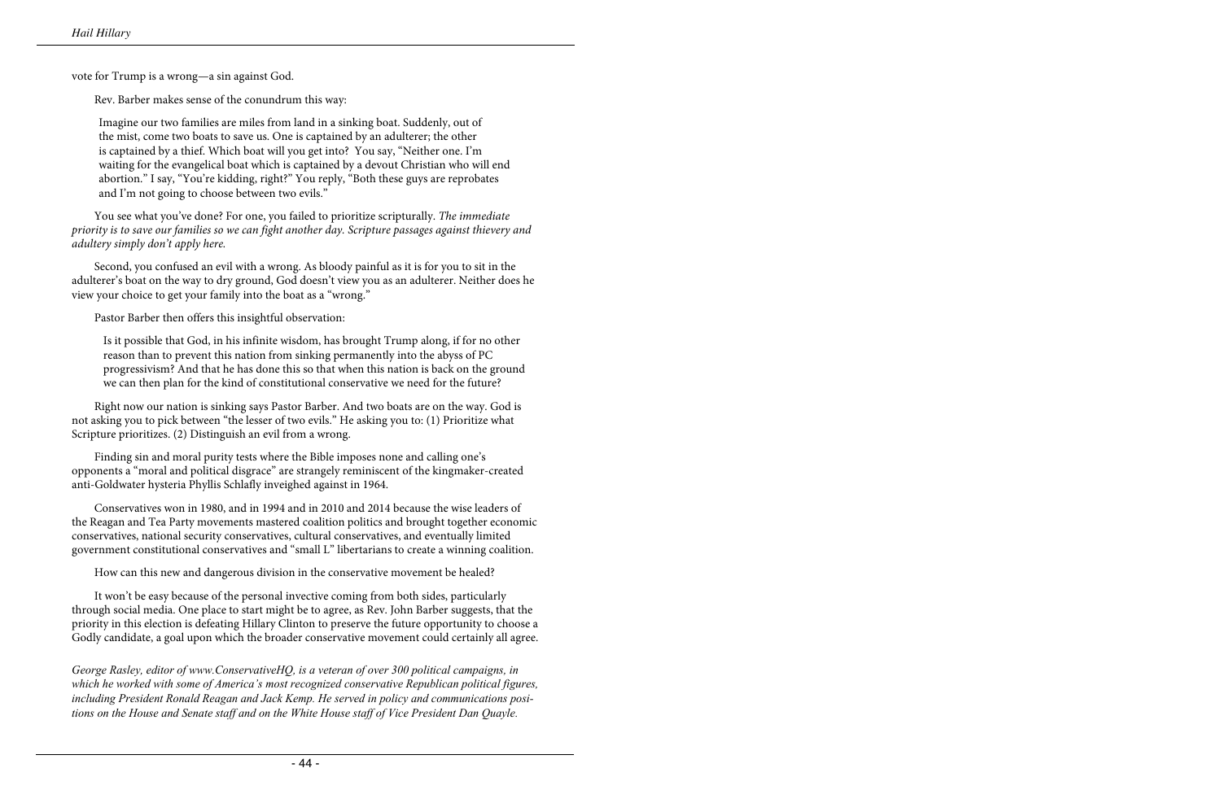vote for Trump is a wrong—a sin against God.

Rev. Barber makes sense of the conundrum this way:

> Imagine our two families are miles from land in a sinking boat. Suddenly, out of the mist, come two boats to save us. One is captained by an adulterer; the other is captained by a thief. Which boat will you get into? You say, "Neither one. I'm waiting for the evangelical boat which is captained by a devout Christian who will end abortion." I say, "You're kidding, right?" You reply, "Both these guys are reprobates and I'm not going to choose between two evils."

You see what you've done? For one, you failed to prioritize scripturally. *The immediate priority is to save our families so we can fight another day. Scripture passages against thievery and adultery simply don't apply here.*

Second, you confused an evil with a wrong. As bloody painful as it is for you to sit in the adulterer's boat on the way to dry ground, God doesn't view you as an adulterer. Neither does he view your choice to get your family into the boat as a "wrong."

Pastor Barber then offers this insightful observation:

> Is it possible that God, in his infinite wisdom, has brought Trump along, if for no other reason than to prevent this nation from sinking permanently into the abyss of PC progressivism? And that he has done this so that when this nation is back on the ground we can then plan for the kind of constitutional conservative we need for the future?

Right now our nation is sinking says Pastor Barber. And two boats are on the way. God is not asking you to pick between "the lesser of two evils." He asking you to: (1) Prioritize what Scripture prioritizes. (2) Distinguish an evil from a wrong.

Finding sin and moral purity tests where the Bible imposes none and calling one's opponents a "moral and political disgrace" are strangely reminiscent of the kingmaker-created anti-Goldwater hysteria Phyllis Schlafly inveighed against in 1964.

Conservatives won in 1980, and in 1994 and in 2010 and 2014 because the wise leaders of the Reagan and Tea Party movements mastered coalition politics and brought together economic conservatives, national security conservatives, cultural conservatives, and eventually limited government constitutional conservatives and "small L" libertarians to create a winning coalition.

How can this new and dangerous division in the conservative movement be healed?

It won't be easy because of the personal invective coming from both sides, particularly through social media. One place to start might be to agree, as Rev. John Barber suggests, that the priority in this election is defeating Hillary Clinton to preserve the future opportunity to choose a Godly candidate, a goal upon which the broader conservative movement could certainly all agree.

*George Rasley, editor of www.ConservativeHQ, is a veteran of over 300 political campaigns, in which he worked with some of America's most recognized conservative Republican political figures, including President Ronald Reagan and Jack Kemp. He served in policy and communications positions on the House and Senate staff and on the White House staff of Vice President Dan Quayle.*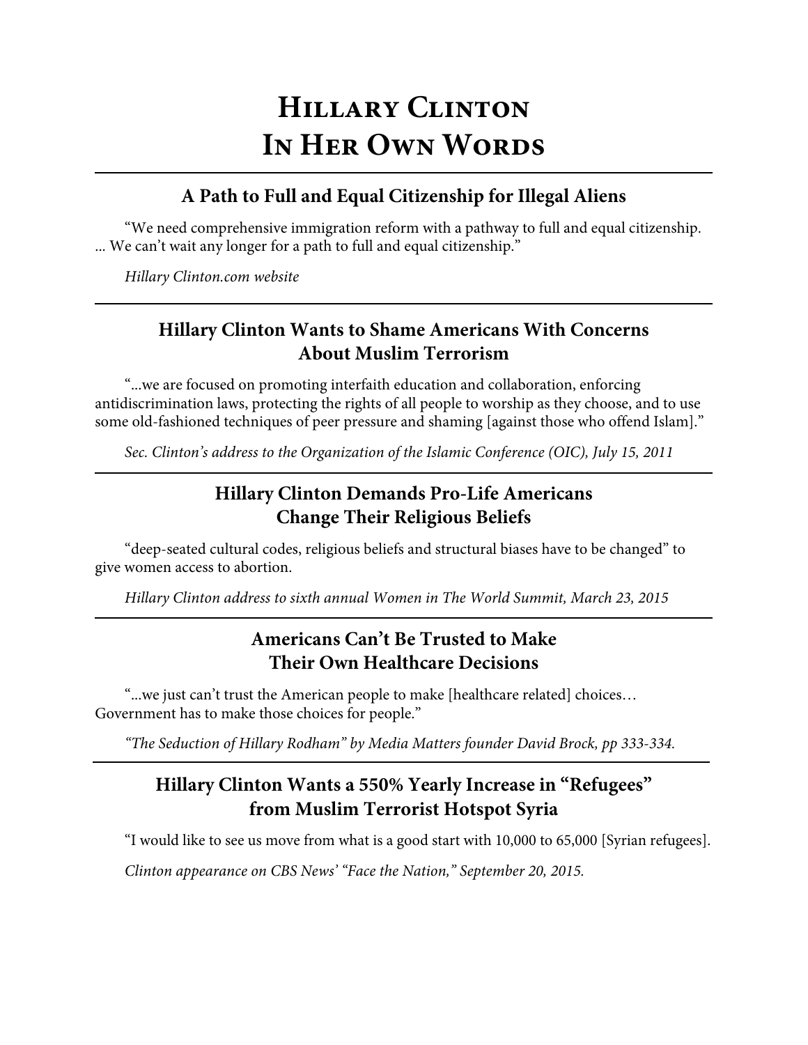# Hillary Clinton In Her Own Words

---

## A Path to Full and Equal Citizenship for Illegal Aliens

"We need comprehensive immigration reform with a pathway to full and equal citizenship. ... We can't wait any longer for a path to full and equal citizenship."

*Hillary Clinton.com website*

---

## Hillary Clinton Wants to Shame Americans With Concerns About Muslim Terrorism

"...we are focused on promoting interfaith education and collaboration, enforcing antidiscrimination laws, protecting the rights of all people to worship as they choose, and to use some old-fashioned techniques of peer pressure and shaming [against those who offend Islam]."

*Sec. Clinton's address to the Organization of the Islamic Conference (OIC), July 15, 2011*

---

## Hillary Clinton Demands Pro-Life Americans Change Their Religious Beliefs

"deep-seated cultural codes, religious beliefs and structural biases have to be changed" to give women access to abortion.

*Hillary Clinton address to sixth annual Women in The World Summit, March 23, 2015*

---

## Americans Can't Be Trusted to Make Their Own Healthcare Decisions

"...we just can't trust the American people to make [healthcare related] choices… Government has to make those choices for people."

*"The Seduction of Hillary Rodham" by Media Matters founder David Brock, pp 333-334.*

---

## Hillary Clinton Wants a 550% Yearly Increase in "Refugees" from Muslim Terrorist Hotspot Syria

"I would like to see us move from what is a good start with 10,000 to 65,000 [Syrian refugees].

*Clinton appearance on CBS News' "Face the Nation," September 20, 2015.*